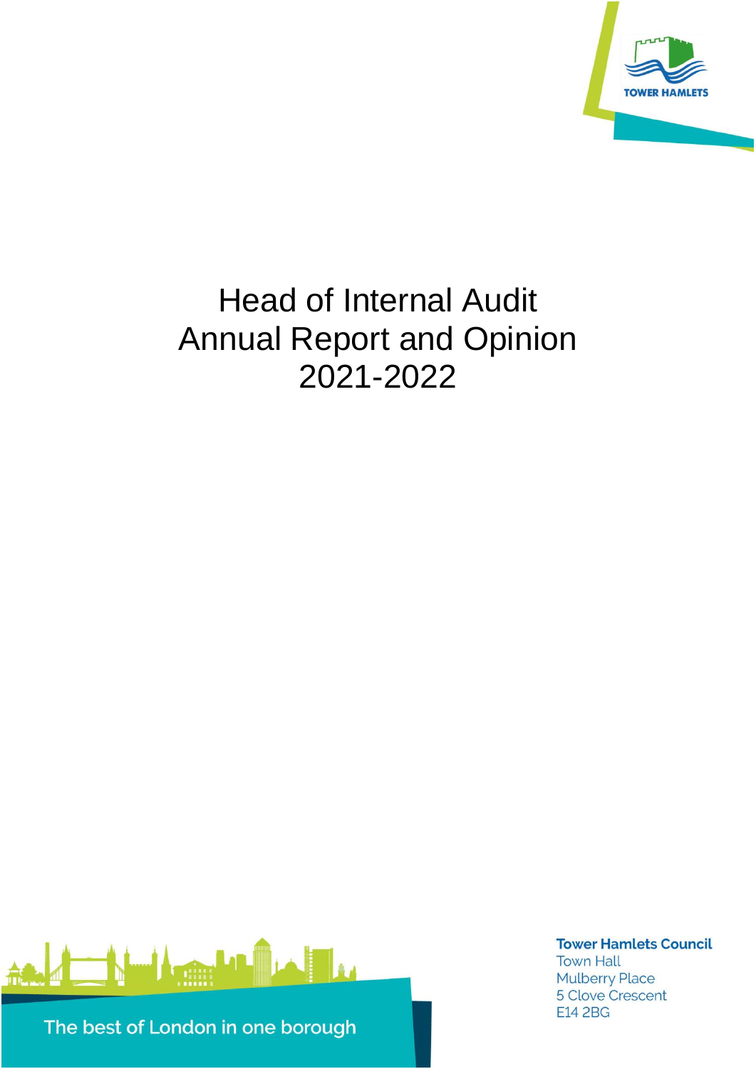TOWER HAMLETS

# Head of Internal Audit Annual Report and Opinion 2021-2022

The best of London in one borough

**Tower Hamlets Council**
Town Hall
Mulberry Place
5 Clove Crescent
E14 2BG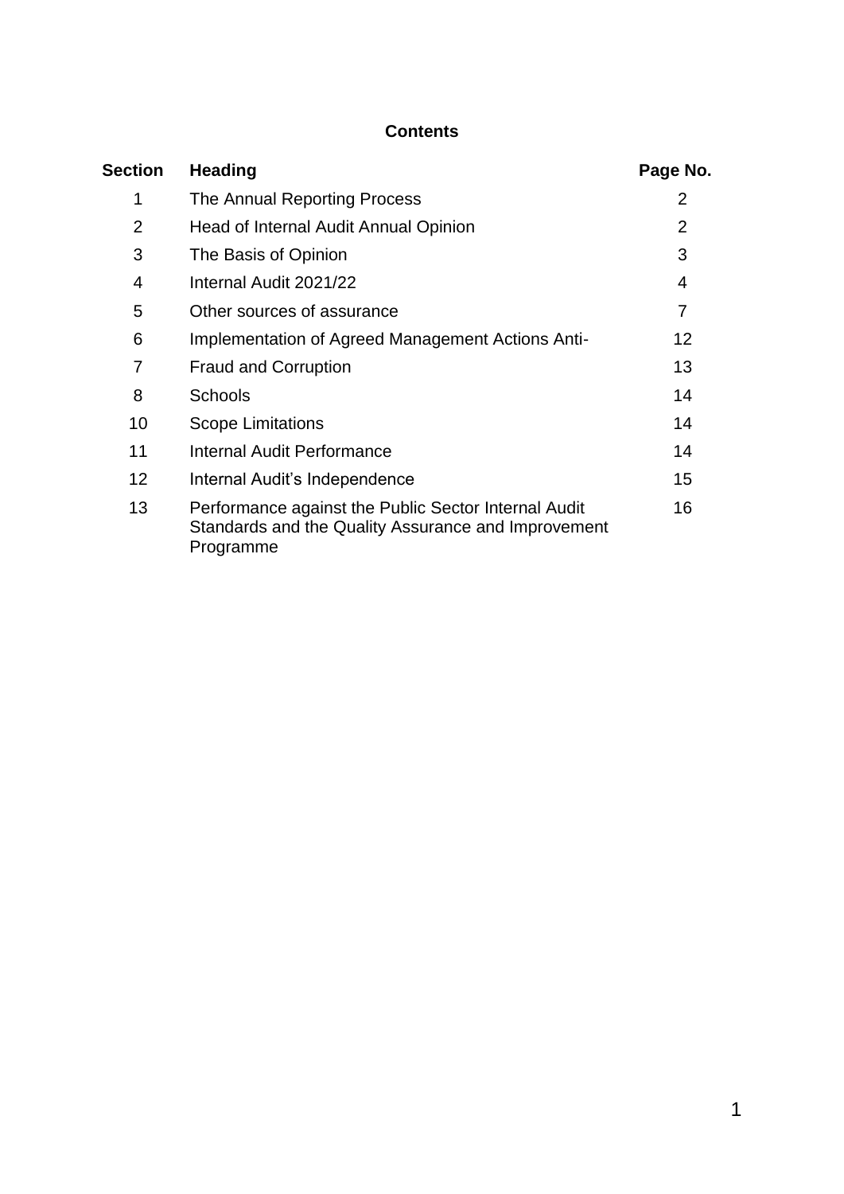**Contents**

| Section | Heading | Page No. |
|---|---|---|
| 1 | The Annual Reporting Process | 2 |
| 2 | Head of Internal Audit Annual Opinion | 2 |
| 3 | The Basis of Opinion | 3 |
| 4 | Internal Audit 2021/22 | 4 |
| 5 | Other sources of assurance | 7 |
| 6 | Implementation of Agreed Management Actions Anti- | 12 |
| 7 | Fraud and Corruption | 13 |
| 8 | Schools | 14 |
| 10 | Scope Limitations | 14 |
| 11 | Internal Audit Performance | 14 |
| 12 | Internal Audit's Independence | 15 |
| 13 | Performance against the Public Sector Internal Audit Standards and the Quality Assurance and Improvement Programme | 16 |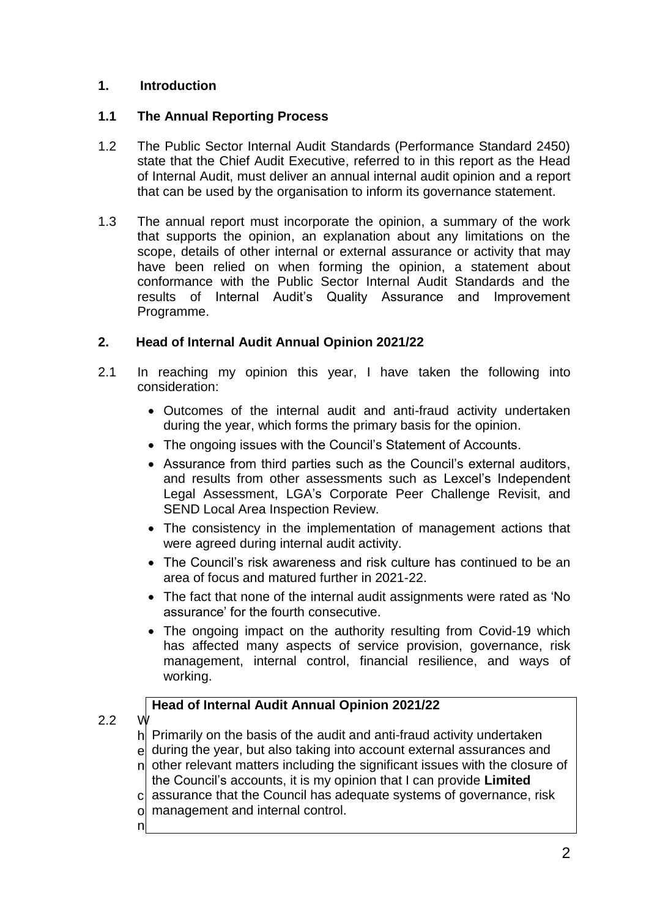## 1. Introduction

### 1.1 The Annual Reporting Process

1.2 The Public Sector Internal Audit Standards (Performance Standard 2450) state that the Chief Audit Executive, referred to in this report as the Head of Internal Audit, must deliver an annual internal audit opinion and a report that can be used by the organisation to inform its governance statement.

1.3 The annual report must incorporate the opinion, a summary of the work that supports the opinion, an explanation about any limitations on the scope, details of other internal or external assurance or activity that may have been relied on when forming the opinion, a statement about conformance with the Public Sector Internal Audit Standards and the results of Internal Audit's Quality Assurance and Improvement Programme.

## 2. Head of Internal Audit Annual Opinion 2021/22

2.1 In reaching my opinion this year, I have taken the following into consideration:

- Outcomes of the internal audit and anti-fraud activity undertaken during the year, which forms the primary basis for the opinion.
- The ongoing issues with the Council's Statement of Accounts.
- Assurance from third parties such as the Council's external auditors, and results from other assessments such as Lexcel's Independent Legal Assessment, LGA's Corporate Peer Challenge Revisit, and SEND Local Area Inspection Review.
- The consistency in the implementation of management actions that were agreed during internal audit activity.
- The Council's risk awareness and risk culture has continued to be an area of focus and matured further in 2021-22.
- The fact that none of the internal audit assignments were rated as 'No assurance' for the fourth consecutive.
- The ongoing impact on the authority resulting from Covid-19 which has affected many aspects of service provision, governance, risk management, internal control, financial resilience, and ways of working.

2.2 When con

**Head of Internal Audit Annual Opinion 2021/22**

Primarily on the basis of the audit and anti-fraud activity undertaken during the year, but also taking into account external assurances and other relevant matters including the significant issues with the closure of the Council's accounts, it is my opinion that I can provide **Limited** assurance that the Council has adequate systems of governance, risk management and internal control.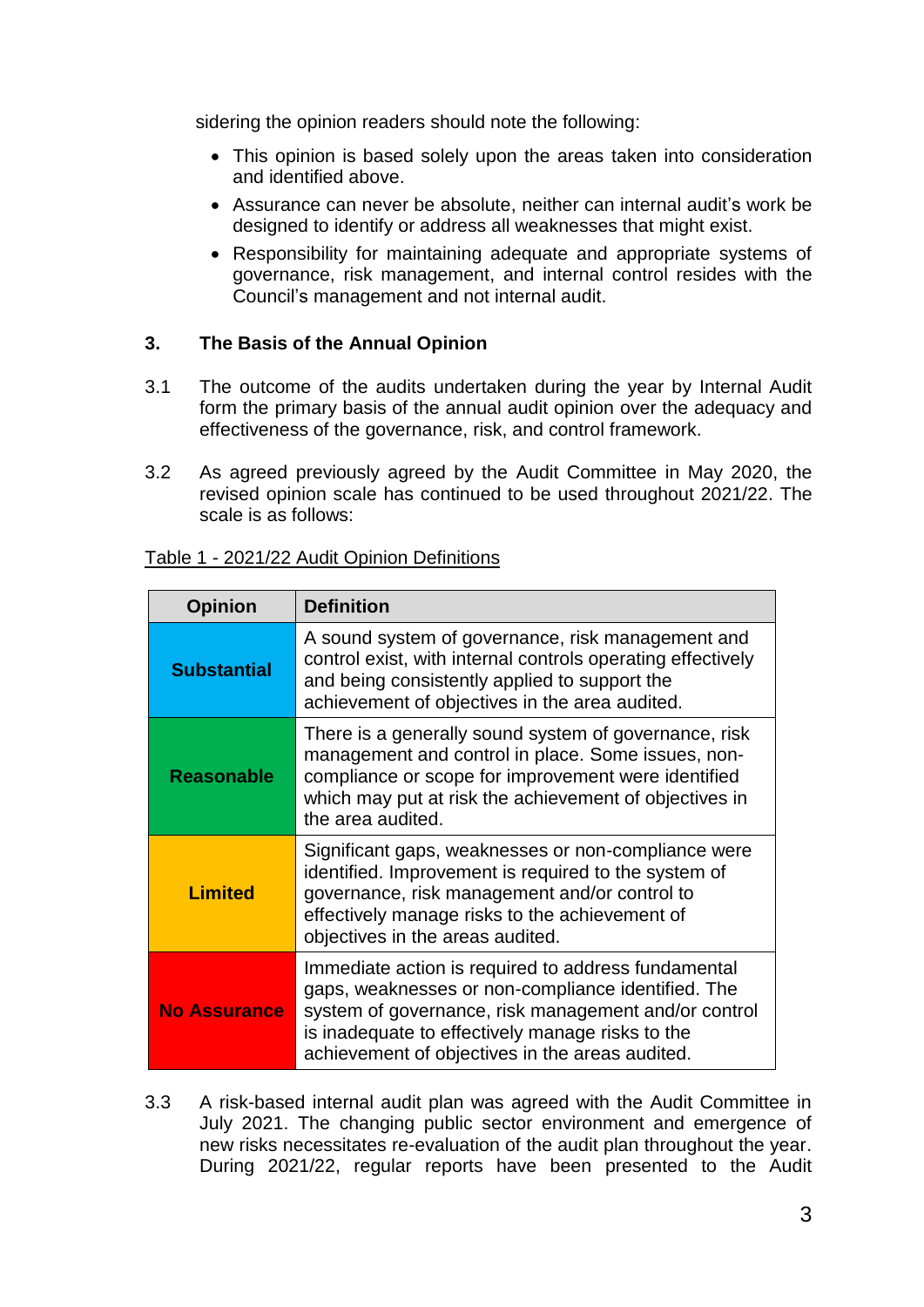sidering the opinion readers should note the following:

- This opinion is based solely upon the areas taken into consideration and identified above.
- Assurance can never be absolute, neither can internal audit's work be designed to identify or address all weaknesses that might exist.
- Responsibility for maintaining adequate and appropriate systems of governance, risk management, and internal control resides with the Council's management and not internal audit.

## 3. The Basis of the Annual Opinion

3.1 The outcome of the audits undertaken during the year by Internal Audit form the primary basis of the annual audit opinion over the adequacy and effectiveness of the governance, risk, and control framework.

3.2 As agreed previously agreed by the Audit Committee in May 2020, the revised opinion scale has continued to be used throughout 2021/22. The scale is as follows:

Table 1 - 2021/22 Audit Opinion Definitions

| Opinion | Definition |
|---|---|
| **Substantial** | A sound system of governance, risk management and control exist, with internal controls operating effectively and being consistently applied to support the achievement of objectives in the area audited. |
| **Reasonable** | There is a generally sound system of governance, risk management and control in place. Some issues, non-compliance or scope for improvement were identified which may put at risk the achievement of objectives in the area audited. |
| **Limited** | Significant gaps, weaknesses or non-compliance were identified. Improvement is required to the system of governance, risk management and/or control to effectively manage risks to the achievement of objectives in the areas audited. |
| **No Assurance** | Immediate action is required to address fundamental gaps, weaknesses or non-compliance identified. The system of governance, risk management and/or control is inadequate to effectively manage risks to the achievement of objectives in the areas audited. |

3.3 A risk-based internal audit plan was agreed with the Audit Committee in July 2021. The changing public sector environment and emergence of new risks necessitates re-evaluation of the audit plan throughout the year. During 2021/22, regular reports have been presented to the Audit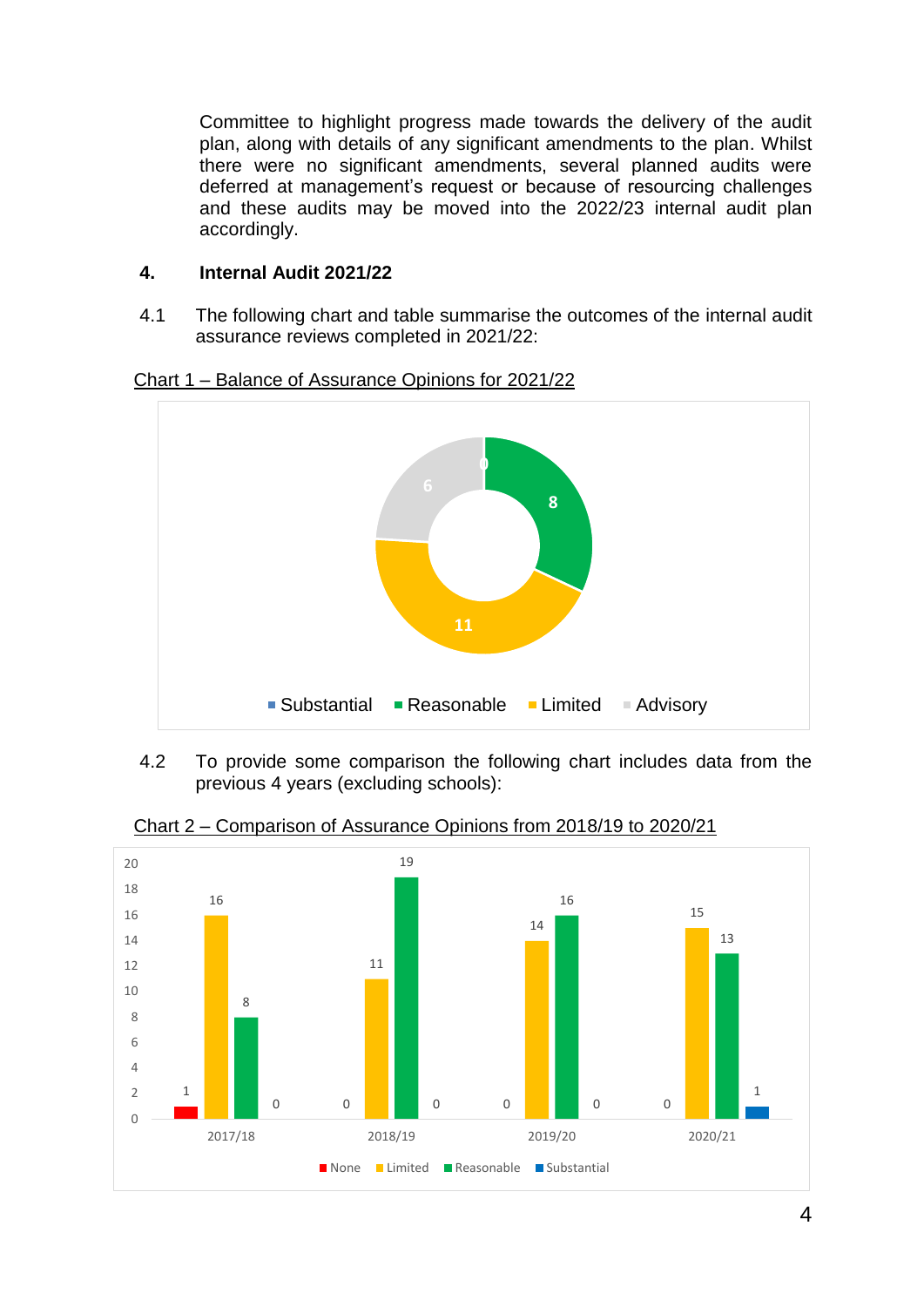Committee to highlight progress made towards the delivery of the audit plan, along with details of any significant amendments to the plan. Whilst there were no significant amendments, several planned audits were deferred at management's request or because of resourcing challenges and these audits may be moved into the 2022/23 internal audit plan accordingly.

## 4. Internal Audit 2021/22

4.1 The following chart and table summarise the outcomes of the internal audit assurance reviews completed in 2021/22:

Chart 1 – Balance of Assurance Opinions for 2021/22

| Opinion | Number |
|---|---|
| Substantial | 0 |
| Reasonable | 8 |
| Limited | 11 |
| Advisory | 6 |

4.2 To provide some comparison the following chart includes data from the previous 4 years (excluding schools):

Chart 2 – Comparison of Assurance Opinions from 2018/19 to 2020/21

| Year | None | Limited | Reasonable | Substantial |
|---|---|---|---|---|
| 2017/18 | 1 | 16 | 8 | 0 |
| 2018/19 | 0 | 11 | 19 | 0 |
| 2019/20 | 0 | 14 | 16 | 0 |
| 2020/21 | 0 | 15 | 13 | 1 |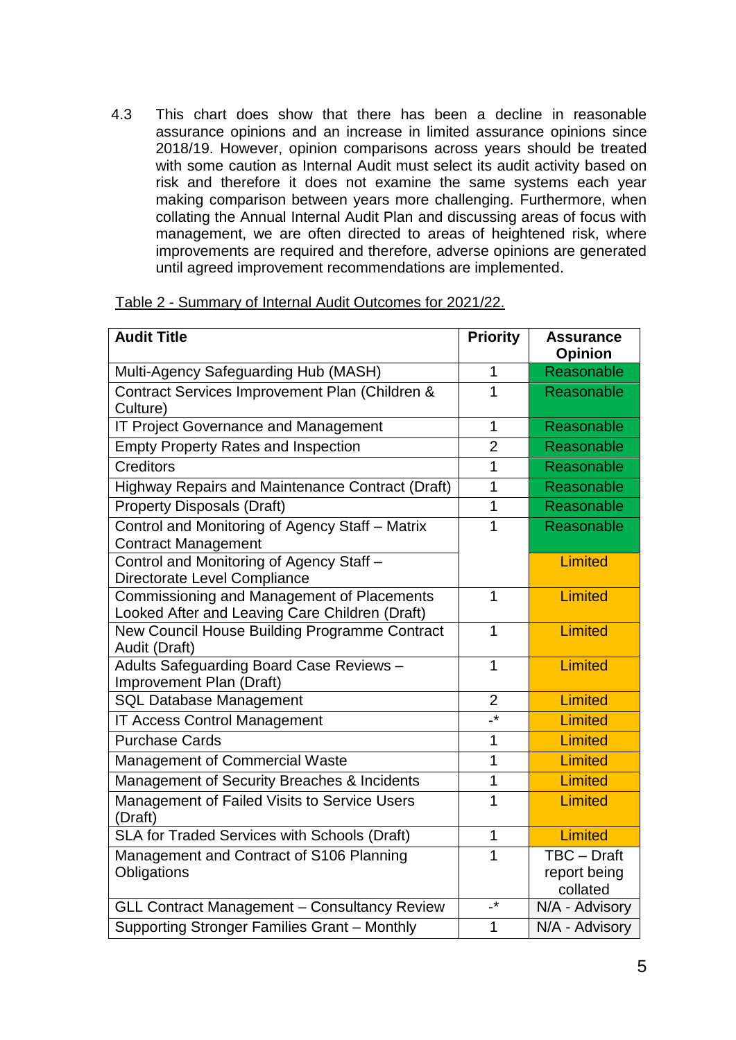4.3 This chart does show that there has been a decline in reasonable assurance opinions and an increase in limited assurance opinions since 2018/19. However, opinion comparisons across years should be treated with some caution as Internal Audit must select its audit activity based on risk and therefore it does not examine the same systems each year making comparison between years more challenging. Furthermore, when collating the Annual Internal Audit Plan and discussing areas of focus with management, we are often directed to areas of heightened risk, where improvements are required and therefore, adverse opinions are generated until agreed improvement recommendations are implemented.

Table 2 - Summary of Internal Audit Outcomes for 2021/22.

| Audit Title | Priority | Assurance Opinion |
|---|---|---|
| Multi-Agency Safeguarding Hub (MASH) | 1 | Reasonable |
| Contract Services Improvement Plan (Children & Culture) | 1 | Reasonable |
| IT Project Governance and Management | 1 | Reasonable |
| Empty Property Rates and Inspection | 2 | Reasonable |
| Creditors | 1 | Reasonable |
| Highway Repairs and Maintenance Contract (Draft) | 1 | Reasonable |
| Property Disposals (Draft) | 1 | Reasonable |
| Control and Monitoring of Agency Staff – Matrix Contract Management | 1 | Reasonable |
| Control and Monitoring of Agency Staff – Directorate Level Compliance | | Limited |
| Commissioning and Management of Placements Looked After and Leaving Care Children (Draft) | 1 | Limited |
| New Council House Building Programme Contract Audit (Draft) | 1 | Limited |
| Adults Safeguarding Board Case Reviews – Improvement Plan (Draft) | 1 | Limited |
| SQL Database Management | 2 | Limited |
| IT Access Control Management | -* | Limited |
| Purchase Cards | 1 | Limited |
| Management of Commercial Waste | 1 | Limited |
| Management of Security Breaches & Incidents | 1 | Limited |
| Management of Failed Visits to Service Users (Draft) | 1 | Limited |
| SLA for Traded Services with Schools (Draft) | 1 | Limited |
| Management and Contract of S106 Planning Obligations | 1 | TBC – Draft report being collated |
| GLL Contract Management – Consultancy Review | -* | N/A - Advisory |
| Supporting Stronger Families Grant – Monthly | 1 | N/A - Advisory |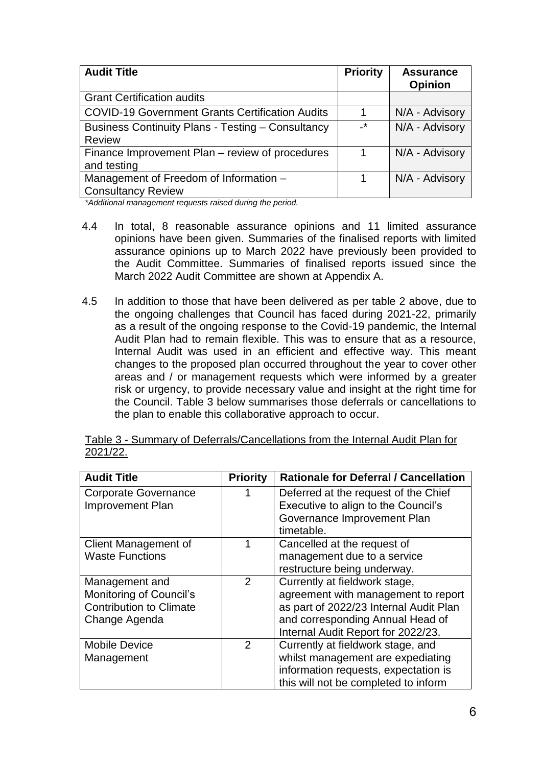| Audit Title | Priority | Assurance Opinion |
| --- | --- | --- |
| Grant Certification audits | | |
| COVID-19 Government Grants Certification Audits | 1 | N/A - Advisory |
| Business Continuity Plans - Testing – Consultancy Review | -* | N/A - Advisory |
| Finance Improvement Plan – review of procedures and testing | 1 | N/A - Advisory |
| Management of Freedom of Information – Consultancy Review | 1 | N/A - Advisory |

*Additional management requests raised during the period.*

4.4 In total, 8 reasonable assurance opinions and 11 limited assurance opinions have been given. Summaries of the finalised reports with limited assurance opinions up to March 2022 have previously been provided to the Audit Committee. Summaries of finalised reports issued since the March 2022 Audit Committee are shown at Appendix A.

4.5 In addition to those that have been delivered as per table 2 above, due to the ongoing challenges that Council has faced during 2021-22, primarily as a result of the ongoing response to the Covid-19 pandemic, the Internal Audit Plan had to remain flexible. This was to ensure that as a resource, Internal Audit was used in an efficient and effective way. This meant changes to the proposed plan occurred throughout the year to cover other areas and / or management requests which were informed by a greater risk or urgency, to provide necessary value and insight at the right time for the Council. Table 3 below summarises those deferrals or cancellations to the plan to enable this collaborative approach to occur.

Table 3 - Summary of Deferrals/Cancellations from the Internal Audit Plan for 2021/22.

| Audit Title | Priority | Rationale for Deferral / Cancellation |
| --- | --- | --- |
| Corporate Governance Improvement Plan | 1 | Deferred at the request of the Chief Executive to align to the Council's Governance Improvement Plan timetable. |
| Client Management of Waste Functions | 1 | Cancelled at the request of management due to a service restructure being underway. |
| Management and Monitoring of Council's Contribution to Climate Change Agenda | 2 | Currently at fieldwork stage, agreement with management to report as part of 2022/23 Internal Audit Plan and corresponding Annual Head of Internal Audit Report for 2022/23. |
| Mobile Device Management | 2 | Currently at fieldwork stage, and whilst management are expediating information requests, expectation is this will not be completed to inform |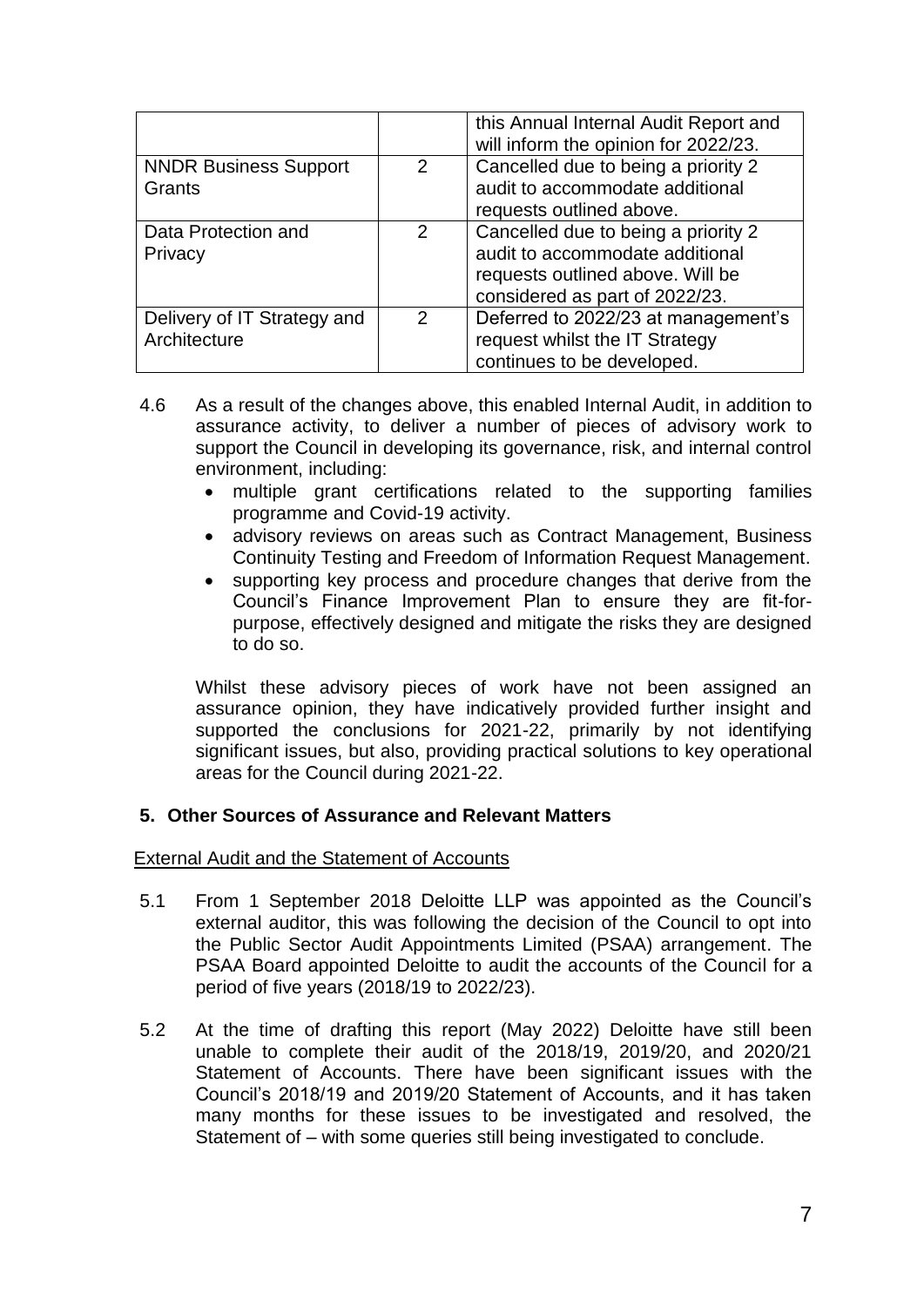| | | |
|---|---|---|
| | | this Annual Internal Audit Report and will inform the opinion for 2022/23. |
| NNDR Business Support Grants | 2 | Cancelled due to being a priority 2 audit to accommodate additional requests outlined above. |
| Data Protection and Privacy | 2 | Cancelled due to being a priority 2 audit to accommodate additional requests outlined above. Will be considered as part of 2022/23. |
| Delivery of IT Strategy and Architecture | 2 | Deferred to 2022/23 at management's request whilst the IT Strategy continues to be developed. |

4.6 As a result of the changes above, this enabled Internal Audit, in addition to assurance activity, to deliver a number of pieces of advisory work to support the Council in developing its governance, risk, and internal control environment, including:

- multiple grant certifications related to the supporting families programme and Covid-19 activity.
- advisory reviews on areas such as Contract Management, Business Continuity Testing and Freedom of Information Request Management.
- supporting key process and procedure changes that derive from the Council's Finance Improvement Plan to ensure they are fit-for-purpose, effectively designed and mitigate the risks they are designed to do so.

Whilst these advisory pieces of work have not been assigned an assurance opinion, they have indicatively provided further insight and supported the conclusions for 2021-22, primarily by not identifying significant issues, but also, providing practical solutions to key operational areas for the Council during 2021-22.

## 5. Other Sources of Assurance and Relevant Matters

External Audit and the Statement of Accounts

5.1 From 1 September 2018 Deloitte LLP was appointed as the Council's external auditor, this was following the decision of the Council to opt into the Public Sector Audit Appointments Limited (PSAA) arrangement. The PSAA Board appointed Deloitte to audit the accounts of the Council for a period of five years (2018/19 to 2022/23).

5.2 At the time of drafting this report (May 2022) Deloitte have still been unable to complete their audit of the 2018/19, 2019/20, and 2020/21 Statement of Accounts. There have been significant issues with the Council's 2018/19 and 2019/20 Statement of Accounts, and it has taken many months for these issues to be investigated and resolved, the Statement of – with some queries still being investigated to conclude.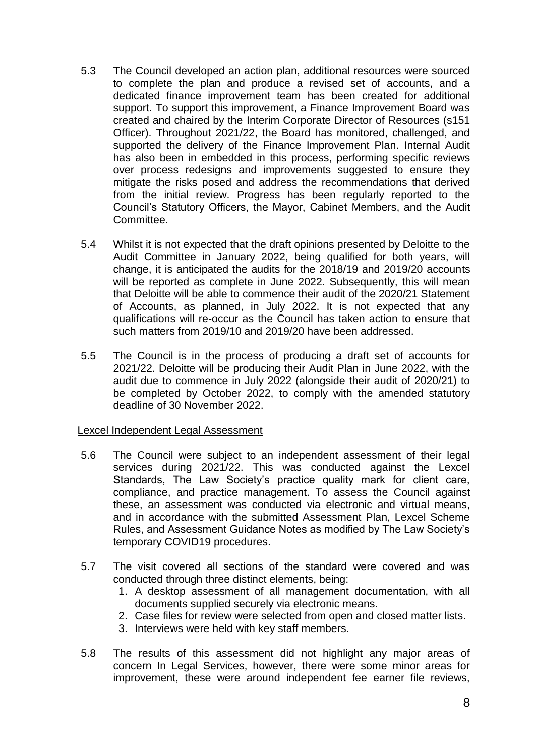5.3 The Council developed an action plan, additional resources were sourced to complete the plan and produce a revised set of accounts, and a dedicated finance improvement team has been created for additional support. To support this improvement, a Finance Improvement Board was created and chaired by the Interim Corporate Director of Resources (s151 Officer). Throughout 2021/22, the Board has monitored, challenged, and supported the delivery of the Finance Improvement Plan. Internal Audit has also been in embedded in this process, performing specific reviews over process redesigns and improvements suggested to ensure they mitigate the risks posed and address the recommendations that derived from the initial review. Progress has been regularly reported to the Council's Statutory Officers, the Mayor, Cabinet Members, and the Audit Committee.

5.4 Whilst it is not expected that the draft opinions presented by Deloitte to the Audit Committee in January 2022, being qualified for both years, will change, it is anticipated the audits for the 2018/19 and 2019/20 accounts will be reported as complete in June 2022. Subsequently, this will mean that Deloitte will be able to commence their audit of the 2020/21 Statement of Accounts, as planned, in July 2022. It is not expected that any qualifications will re-occur as the Council has taken action to ensure that such matters from 2019/10 and 2019/20 have been addressed.

5.5 The Council is in the process of producing a draft set of accounts for 2021/22. Deloitte will be producing their Audit Plan in June 2022, with the audit due to commence in July 2022 (alongside their audit of 2020/21) to be completed by October 2022, to comply with the amended statutory deadline of 30 November 2022.

<u>Lexcel Independent Legal Assessment</u>

5.6 The Council were subject to an independent assessment of their legal services during 2021/22. This was conducted against the Lexcel Standards, The Law Society's practice quality mark for client care, compliance, and practice management. To assess the Council against these, an assessment was conducted via electronic and virtual means, and in accordance with the submitted Assessment Plan, Lexcel Scheme Rules, and Assessment Guidance Notes as modified by The Law Society's temporary COVID19 procedures.

5.7 The visit covered all sections of the standard were covered and was conducted through three distinct elements, being:

1. A desktop assessment of all management documentation, with all documents supplied securely via electronic means.
2. Case files for review were selected from open and closed matter lists.
3. Interviews were held with key staff members.

5.8 The results of this assessment did not highlight any major areas of concern In Legal Services, however, there were some minor areas for improvement, these were around independent fee earner file reviews,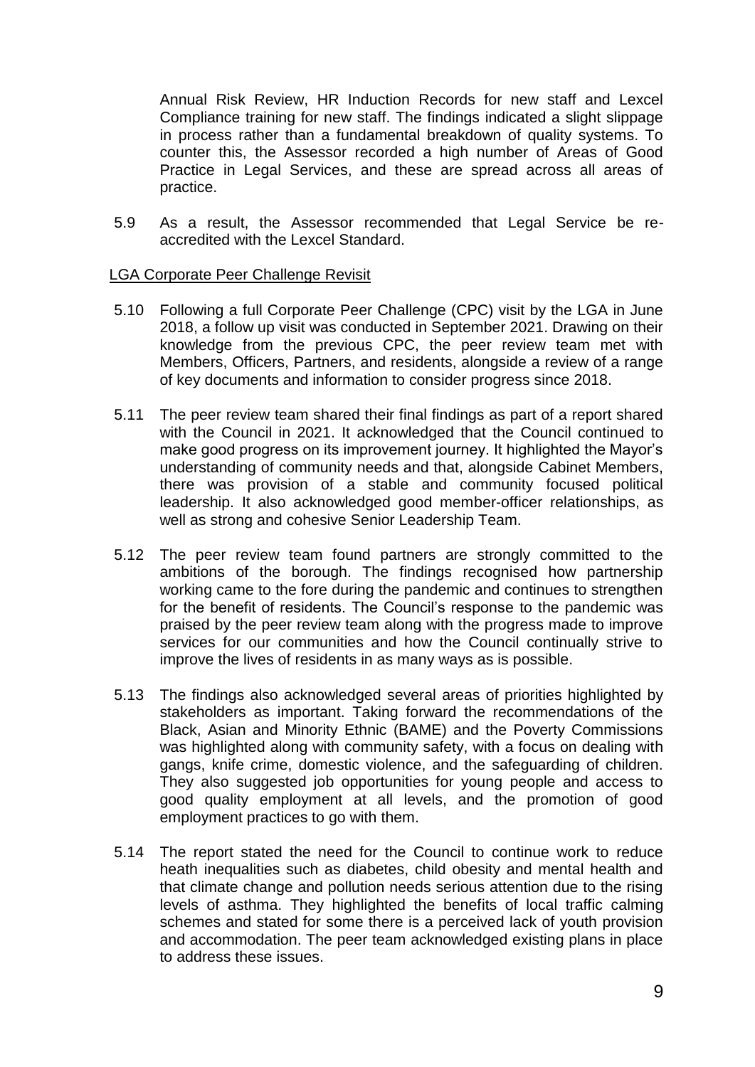Annual Risk Review, HR Induction Records for new staff and Lexcel Compliance training for new staff. The findings indicated a slight slippage in process rather than a fundamental breakdown of quality systems. To counter this, the Assessor recorded a high number of Areas of Good Practice in Legal Services, and these are spread across all areas of practice.

5.9 As a result, the Assessor recommended that Legal Service be re-accredited with the Lexcel Standard.

LGA Corporate Peer Challenge Revisit

5.10 Following a full Corporate Peer Challenge (CPC) visit by the LGA in June 2018, a follow up visit was conducted in September 2021. Drawing on their knowledge from the previous CPC, the peer review team met with Members, Officers, Partners, and residents, alongside a review of a range of key documents and information to consider progress since 2018.

5.11 The peer review team shared their final findings as part of a report shared with the Council in 2021. It acknowledged that the Council continued to make good progress on its improvement journey. It highlighted the Mayor's understanding of community needs and that, alongside Cabinet Members, there was provision of a stable and community focused political leadership. It also acknowledged good member-officer relationships, as well as strong and cohesive Senior Leadership Team.

5.12 The peer review team found partners are strongly committed to the ambitions of the borough. The findings recognised how partnership working came to the fore during the pandemic and continues to strengthen for the benefit of residents. The Council's response to the pandemic was praised by the peer review team along with the progress made to improve services for our communities and how the Council continually strive to improve the lives of residents in as many ways as is possible.

5.13 The findings also acknowledged several areas of priorities highlighted by stakeholders as important. Taking forward the recommendations of the Black, Asian and Minority Ethnic (BAME) and the Poverty Commissions was highlighted along with community safety, with a focus on dealing with gangs, knife crime, domestic violence, and the safeguarding of children. They also suggested job opportunities for young people and access to good quality employment at all levels, and the promotion of good employment practices to go with them.

5.14 The report stated the need for the Council to continue work to reduce heath inequalities such as diabetes, child obesity and mental health and that climate change and pollution needs serious attention due to the rising levels of asthma. They highlighted the benefits of local traffic calming schemes and stated for some there is a perceived lack of youth provision and accommodation. The peer team acknowledged existing plans in place to address these issues.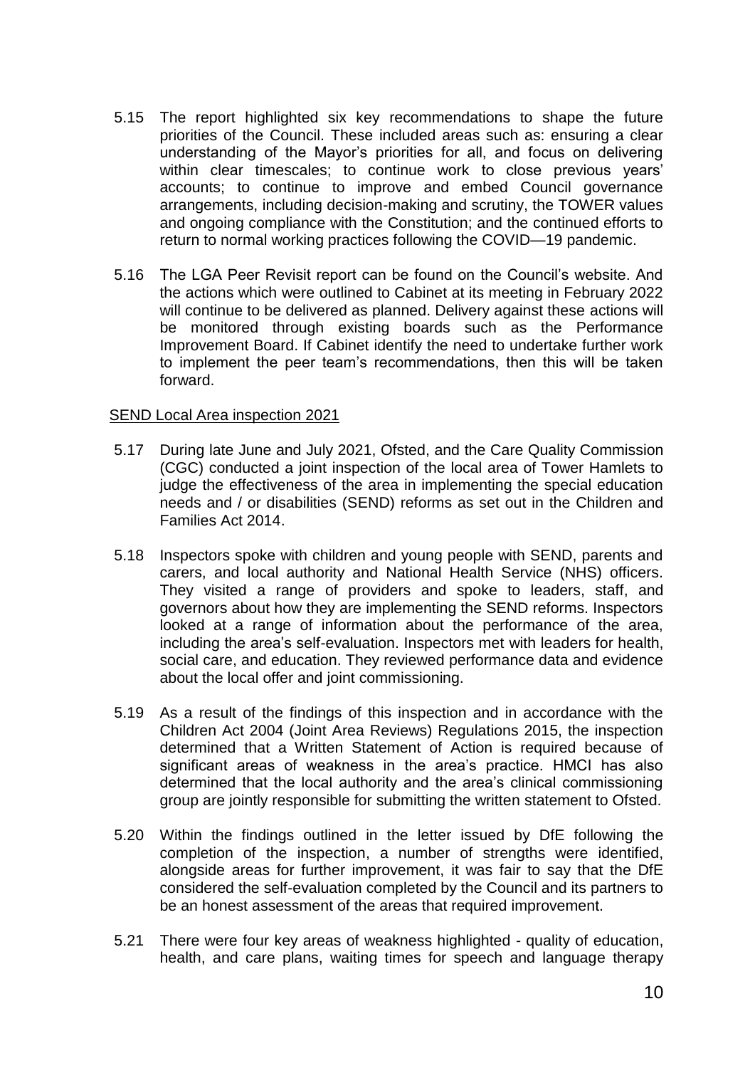5.15 The report highlighted six key recommendations to shape the future priorities of the Council. These included areas such as: ensuring a clear understanding of the Mayor's priorities for all, and focus on delivering within clear timescales; to continue work to close previous years' accounts; to continue to improve and embed Council governance arrangements, including decision-making and scrutiny, the TOWER values and ongoing compliance with the Constitution; and the continued efforts to return to normal working practices following the COVID—19 pandemic.

5.16 The LGA Peer Revisit report can be found on the Council's website. And the actions which were outlined to Cabinet at its meeting in February 2022 will continue to be delivered as planned. Delivery against these actions will be monitored through existing boards such as the Performance Improvement Board. If Cabinet identify the need to undertake further work to implement the peer team's recommendations, then this will be taken forward.

SEND Local Area inspection 2021

5.17 During late June and July 2021, Ofsted, and the Care Quality Commission (CGC) conducted a joint inspection of the local area of Tower Hamlets to judge the effectiveness of the area in implementing the special education needs and / or disabilities (SEND) reforms as set out in the Children and Families Act 2014.

5.18 Inspectors spoke with children and young people with SEND, parents and carers, and local authority and National Health Service (NHS) officers. They visited a range of providers and spoke to leaders, staff, and governors about how they are implementing the SEND reforms. Inspectors looked at a range of information about the performance of the area, including the area's self-evaluation. Inspectors met with leaders for health, social care, and education. They reviewed performance data and evidence about the local offer and joint commissioning.

5.19 As a result of the findings of this inspection and in accordance with the Children Act 2004 (Joint Area Reviews) Regulations 2015, the inspection determined that a Written Statement of Action is required because of significant areas of weakness in the area's practice. HMCI has also determined that the local authority and the area's clinical commissioning group are jointly responsible for submitting the written statement to Ofsted.

5.20 Within the findings outlined in the letter issued by DfE following the completion of the inspection, a number of strengths were identified, alongside areas for further improvement, it was fair to say that the DfE considered the self-evaluation completed by the Council and its partners to be an honest assessment of the areas that required improvement.

5.21 There were four key areas of weakness highlighted - quality of education, health, and care plans, waiting times for speech and language therapy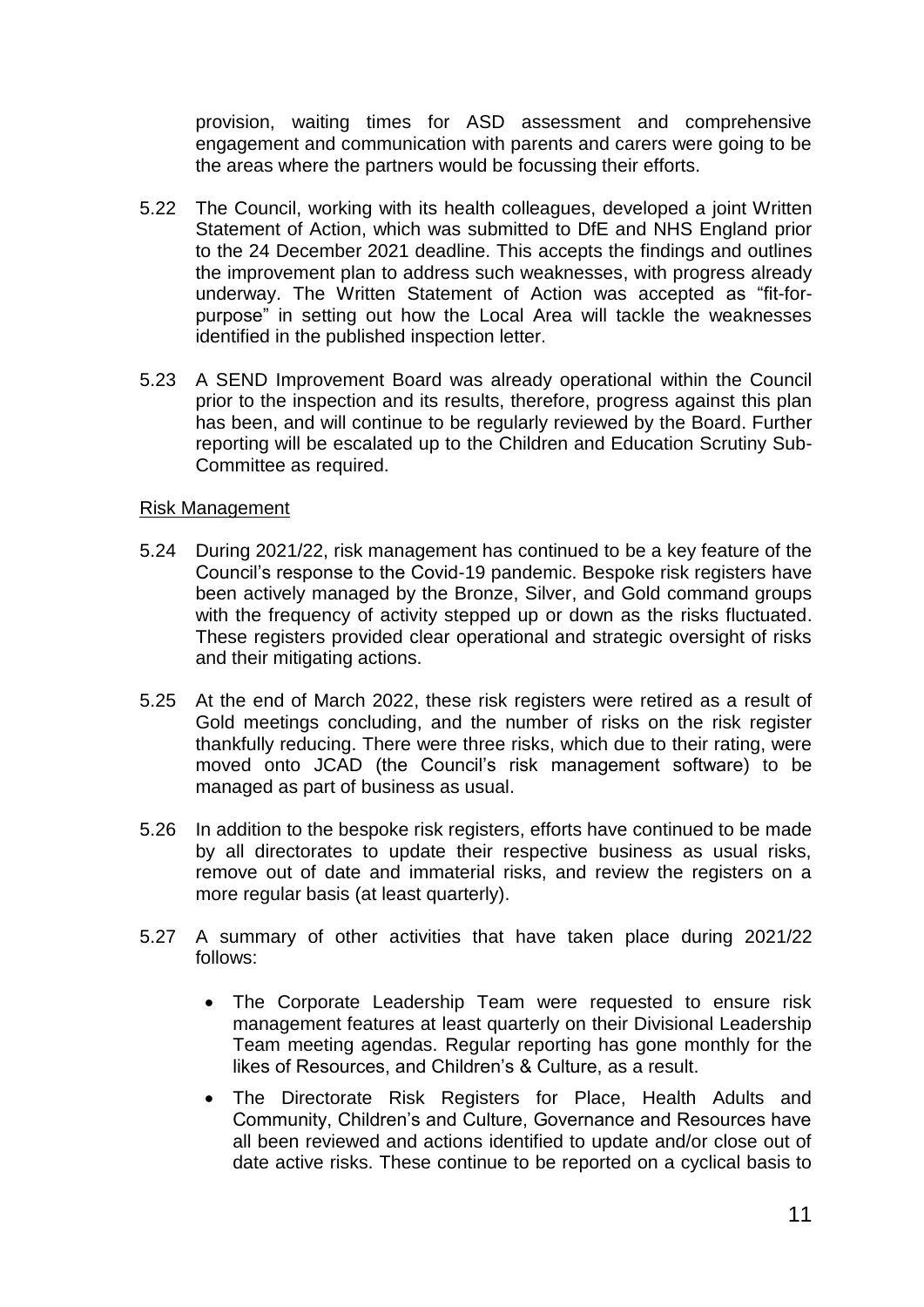provision, waiting times for ASD assessment and comprehensive engagement and communication with parents and carers were going to be the areas where the partners would be focussing their efforts.

5.22 The Council, working with its health colleagues, developed a joint Written Statement of Action, which was submitted to DfE and NHS England prior to the 24 December 2021 deadline. This accepts the findings and outlines the improvement plan to address such weaknesses, with progress already underway. The Written Statement of Action was accepted as "fit-for-purpose" in setting out how the Local Area will tackle the weaknesses identified in the published inspection letter.

5.23 A SEND Improvement Board was already operational within the Council prior to the inspection and its results, therefore, progress against this plan has been, and will continue to be regularly reviewed by the Board. Further reporting will be escalated up to the Children and Education Scrutiny Sub-Committee as required.

<u>Risk Management</u>

5.24 During 2021/22, risk management has continued to be a key feature of the Council's response to the Covid-19 pandemic. Bespoke risk registers have been actively managed by the Bronze, Silver, and Gold command groups with the frequency of activity stepped up or down as the risks fluctuated. These registers provided clear operational and strategic oversight of risks and their mitigating actions.

5.25 At the end of March 2022, these risk registers were retired as a result of Gold meetings concluding, and the number of risks on the risk register thankfully reducing. There were three risks, which due to their rating, were moved onto JCAD (the Council's risk management software) to be managed as part of business as usual.

5.26 In addition to the bespoke risk registers, efforts have continued to be made by all directorates to update their respective business as usual risks, remove out of date and immaterial risks, and review the registers on a more regular basis (at least quarterly).

5.27 A summary of other activities that have taken place during 2021/22 follows:

- The Corporate Leadership Team were requested to ensure risk management features at least quarterly on their Divisional Leadership Team meeting agendas. Regular reporting has gone monthly for the likes of Resources, and Children's & Culture, as a result.
- The Directorate Risk Registers for Place, Health Adults and Community, Children's and Culture, Governance and Resources have all been reviewed and actions identified to update and/or close out of date active risks. These continue to be reported on a cyclical basis to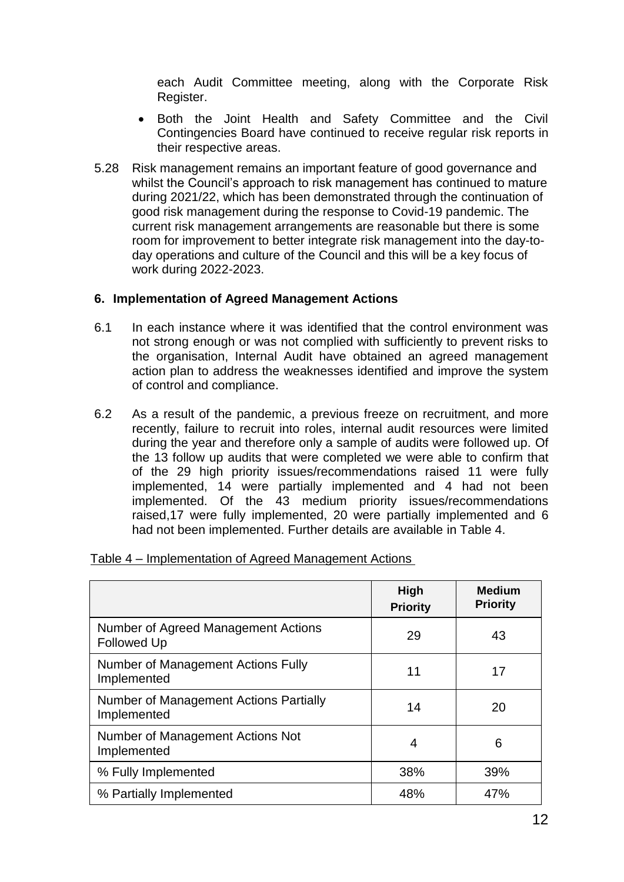each Audit Committee meeting, along with the Corporate Risk Register.

- Both the Joint Health and Safety Committee and the Civil Contingencies Board have continued to receive regular risk reports in their respective areas.

5.28 Risk management remains an important feature of good governance and whilst the Council's approach to risk management has continued to mature during 2021/22, which has been demonstrated through the continuation of good risk management during the response to Covid-19 pandemic. The current risk management arrangements are reasonable but there is some room for improvement to better integrate risk management into the day-to-day operations and culture of the Council and this will be a key focus of work during 2022-2023.

## 6. Implementation of Agreed Management Actions

6.1 In each instance where it was identified that the control environment was not strong enough or was not complied with sufficiently to prevent risks to the organisation, Internal Audit have obtained an agreed management action plan to address the weaknesses identified and improve the system of control and compliance.

6.2 As a result of the pandemic, a previous freeze on recruitment, and more recently, failure to recruit into roles, internal audit resources were limited during the year and therefore only a sample of audits were followed up. Of the 13 follow up audits that were completed we were able to confirm that of the 29 high priority issues/recommendations raised 11 were fully implemented, 14 were partially implemented and 4 had not been implemented. Of the 43 medium priority issues/recommendations raised,17 were fully implemented, 20 were partially implemented and 6 had not been implemented. Further details are available in Table 4.

Table 4 – Implementation of Agreed Management Actions

| | High Priority | Medium Priority |
|---|---|---|
| Number of Agreed Management Actions Followed Up | 29 | 43 |
| Number of Management Actions Fully Implemented | 11 | 17 |
| Number of Management Actions Partially Implemented | 14 | 20 |
| Number of Management Actions Not Implemented | 4 | 6 |
| % Fully Implemented | 38% | 39% |
| % Partially Implemented | 48% | 47% |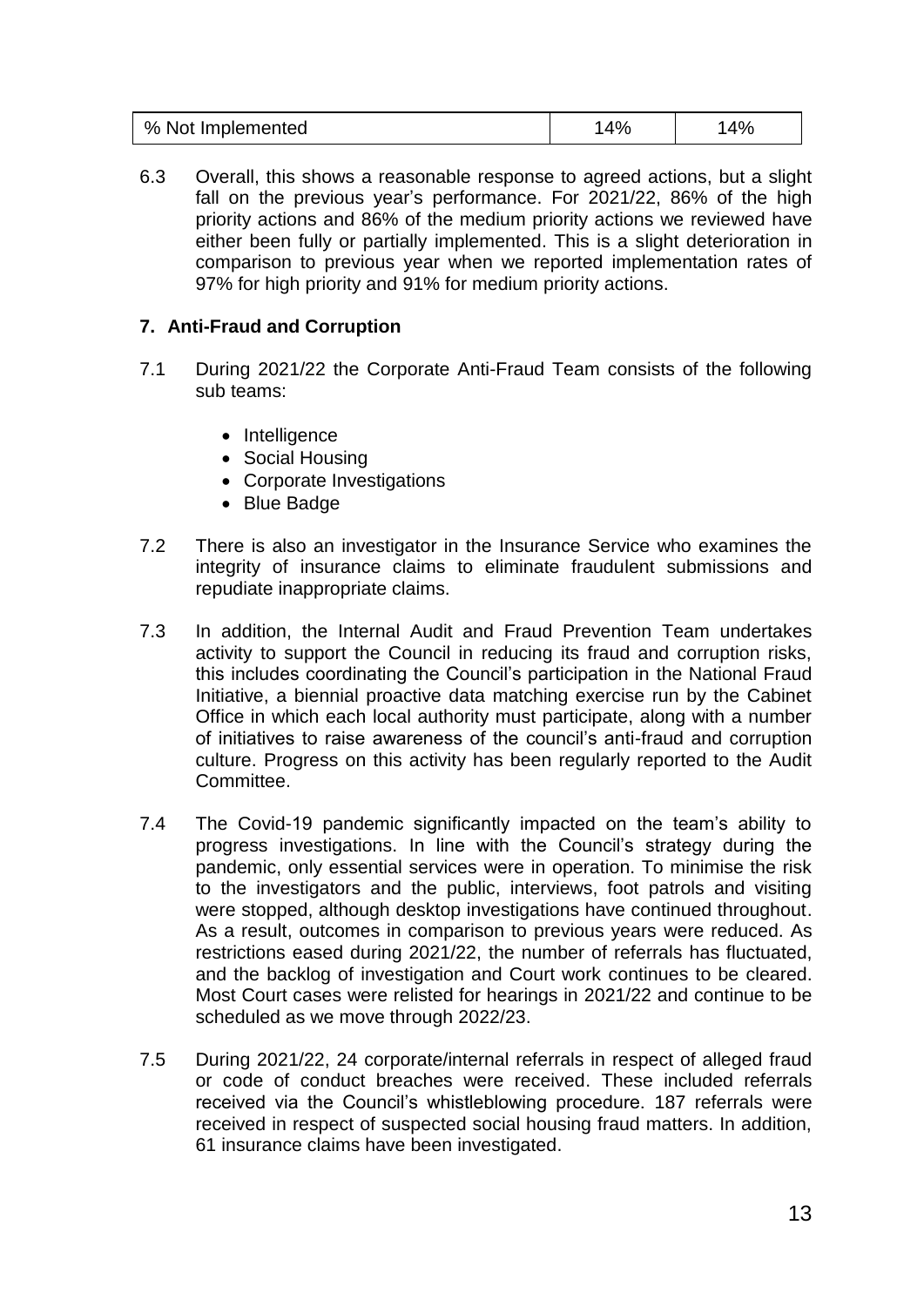| | | |
|---|---|---|
| % Not Implemented | 14% | 14% |

6.3 Overall, this shows a reasonable response to agreed actions, but a slight fall on the previous year's performance. For 2021/22, 86% of the high priority actions and 86% of the medium priority actions we reviewed have either been fully or partially implemented. This is a slight deterioration in comparison to previous year when we reported implementation rates of 97% for high priority and 91% for medium priority actions.

## 7. Anti-Fraud and Corruption

7.1 During 2021/22 the Corporate Anti-Fraud Team consists of the following sub teams:

- Intelligence
- Social Housing
- Corporate Investigations
- Blue Badge

7.2 There is also an investigator in the Insurance Service who examines the integrity of insurance claims to eliminate fraudulent submissions and repudiate inappropriate claims.

7.3 In addition, the Internal Audit and Fraud Prevention Team undertakes activity to support the Council in reducing its fraud and corruption risks, this includes coordinating the Council's participation in the National Fraud Initiative, a biennial proactive data matching exercise run by the Cabinet Office in which each local authority must participate, along with a number of initiatives to raise awareness of the council's anti-fraud and corruption culture. Progress on this activity has been regularly reported to the Audit Committee.

7.4 The Covid-19 pandemic significantly impacted on the team's ability to progress investigations. In line with the Council's strategy during the pandemic, only essential services were in operation. To minimise the risk to the investigators and the public, interviews, foot patrols and visiting were stopped, although desktop investigations have continued throughout. As a result, outcomes in comparison to previous years were reduced. As restrictions eased during 2021/22, the number of referrals has fluctuated, and the backlog of investigation and Court work continues to be cleared. Most Court cases were relisted for hearings in 2021/22 and continue to be scheduled as we move through 2022/23.

7.5 During 2021/22, 24 corporate/internal referrals in respect of alleged fraud or code of conduct breaches were received. These included referrals received via the Council's whistleblowing procedure. 187 referrals were received in respect of suspected social housing fraud matters. In addition, 61 insurance claims have been investigated.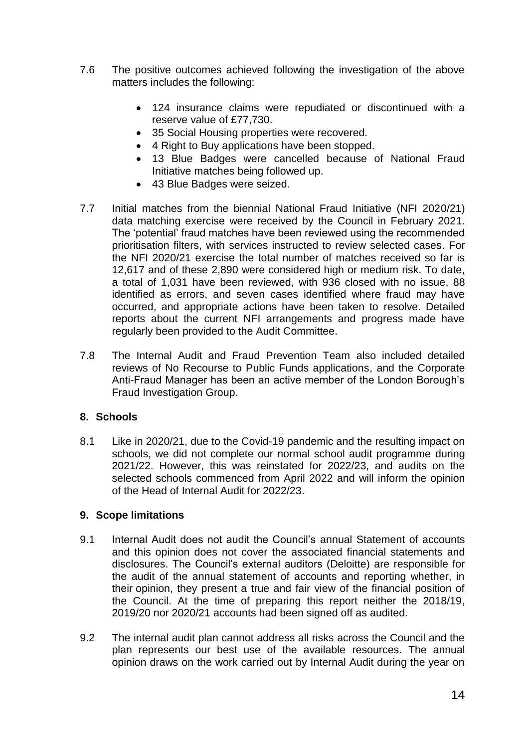7.6 The positive outcomes achieved following the investigation of the above matters includes the following:

- 124 insurance claims were repudiated or discontinued with a reserve value of £77,730.
- 35 Social Housing properties were recovered.
- 4 Right to Buy applications have been stopped.
- 13 Blue Badges were cancelled because of National Fraud Initiative matches being followed up.
- 43 Blue Badges were seized.

7.7 Initial matches from the biennial National Fraud Initiative (NFI 2020/21) data matching exercise were received by the Council in February 2021. The 'potential' fraud matches have been reviewed using the recommended prioritisation filters, with services instructed to review selected cases. For the NFI 2020/21 exercise the total number of matches received so far is 12,617 and of these 2,890 were considered high or medium risk. To date, a total of 1,031 have been reviewed, with 936 closed with no issue, 88 identified as errors, and seven cases identified where fraud may have occurred, and appropriate actions have been taken to resolve. Detailed reports about the current NFI arrangements and progress made have regularly been provided to the Audit Committee.

7.8 The Internal Audit and Fraud Prevention Team also included detailed reviews of No Recourse to Public Funds applications, and the Corporate Anti-Fraud Manager has been an active member of the London Borough's Fraud Investigation Group.

## 8. Schools

8.1 Like in 2020/21, due to the Covid-19 pandemic and the resulting impact on schools, we did not complete our normal school audit programme during 2021/22. However, this was reinstated for 2022/23, and audits on the selected schools commenced from April 2022 and will inform the opinion of the Head of Internal Audit for 2022/23.

## 9. Scope limitations

9.1 Internal Audit does not audit the Council's annual Statement of accounts and this opinion does not cover the associated financial statements and disclosures. The Council's external auditors (Deloitte) are responsible for the audit of the annual statement of accounts and reporting whether, in their opinion, they present a true and fair view of the financial position of the Council. At the time of preparing this report neither the 2018/19, 2019/20 nor 2020/21 accounts had been signed off as audited.

9.2 The internal audit plan cannot address all risks across the Council and the plan represents our best use of the available resources. The annual opinion draws on the work carried out by Internal Audit during the year on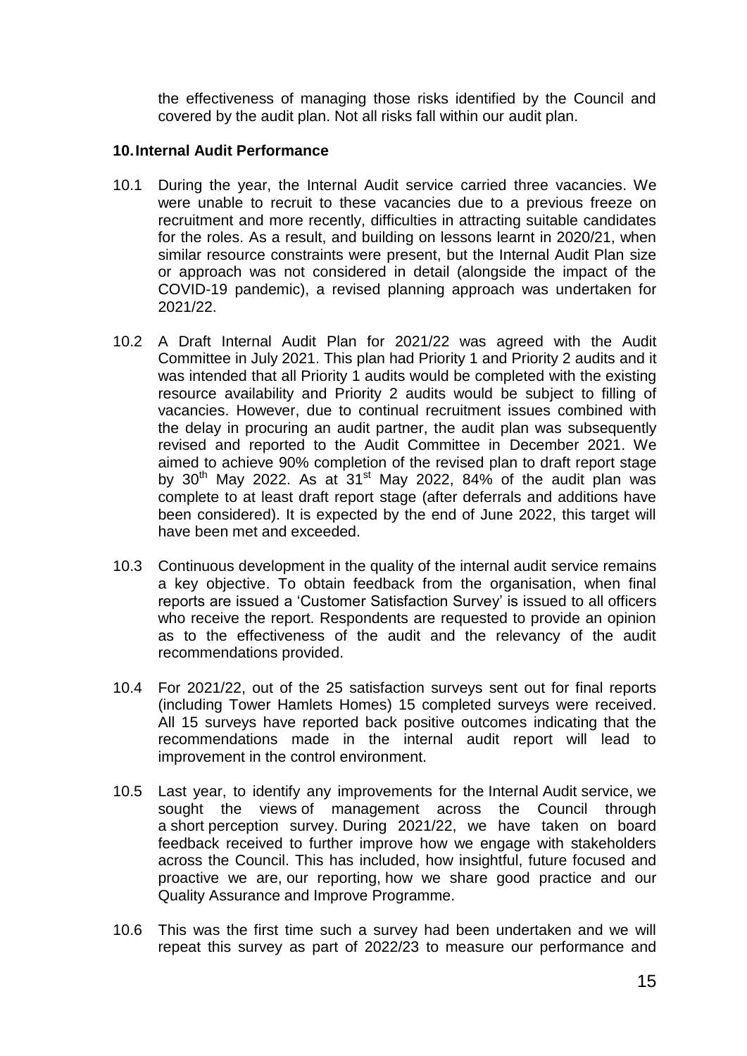the effectiveness of managing those risks identified by the Council and covered by the audit plan. Not all risks fall within our audit plan.

## 10. Internal Audit Performance

10.1 During the year, the Internal Audit service carried three vacancies. We were unable to recruit to these vacancies due to a previous freeze on recruitment and more recently, difficulties in attracting suitable candidates for the roles. As a result, and building on lessons learnt in 2020/21, when similar resource constraints were present, but the Internal Audit Plan size or approach was not considered in detail (alongside the impact of the COVID-19 pandemic), a revised planning approach was undertaken for 2021/22.

10.2 A Draft Internal Audit Plan for 2021/22 was agreed with the Audit Committee in July 2021. This plan had Priority 1 and Priority 2 audits and it was intended that all Priority 1 audits would be completed with the existing resource availability and Priority 2 audits would be subject to filling of vacancies. However, due to continual recruitment issues combined with the delay in procuring an audit partner, the audit plan was subsequently revised and reported to the Audit Committee in December 2021. We aimed to achieve 90% completion of the revised plan to draft report stage by 30th May 2022. As at 31st May 2022, 84% of the audit plan was complete to at least draft report stage (after deferrals and additions have been considered). It is expected by the end of June 2022, this target will have been met and exceeded.

10.3 Continuous development in the quality of the internal audit service remains a key objective. To obtain feedback from the organisation, when final reports are issued a 'Customer Satisfaction Survey' is issued to all officers who receive the report. Respondents are requested to provide an opinion as to the effectiveness of the audit and the relevancy of the audit recommendations provided.

10.4 For 2021/22, out of the 25 satisfaction surveys sent out for final reports (including Tower Hamlets Homes) 15 completed surveys were received. All 15 surveys have reported back positive outcomes indicating that the recommendations made in the internal audit report will lead to improvement in the control environment.

10.5 Last year, to identify any improvements for the Internal Audit service, we sought the views of management across the Council through a short perception survey. During 2021/22, we have taken on board feedback received to further improve how we engage with stakeholders across the Council. This has included, how insightful, future focused and proactive we are, our reporting, how we share good practice and our Quality Assurance and Improve Programme.

10.6 This was the first time such a survey had been undertaken and we will repeat this survey as part of 2022/23 to measure our performance and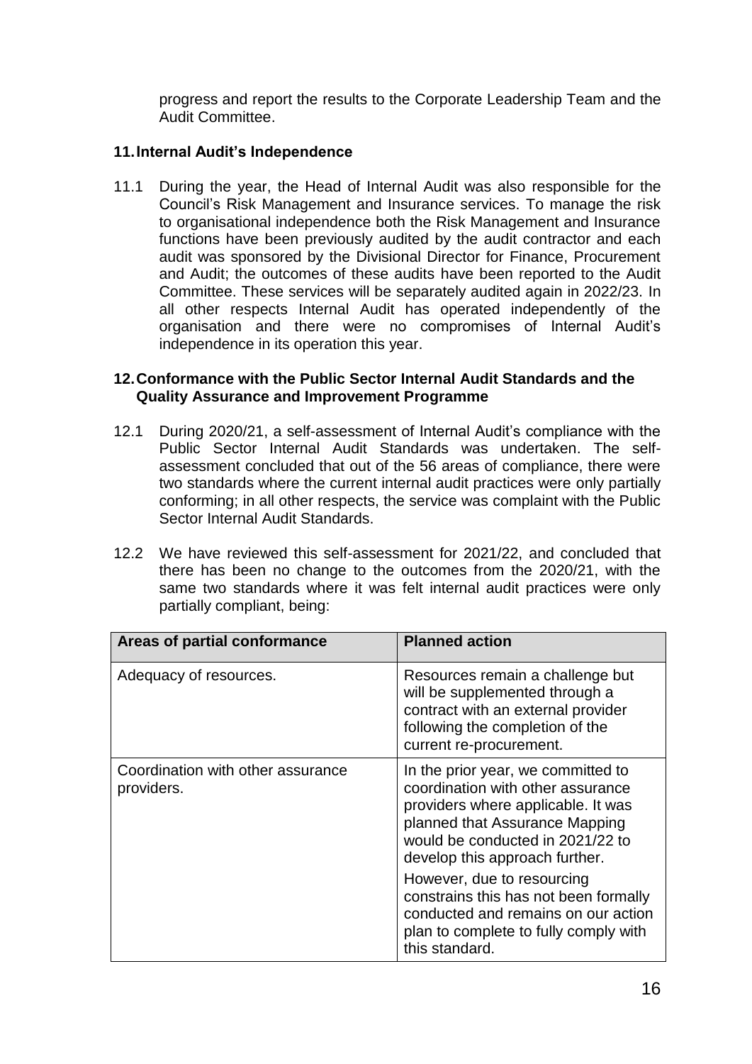progress and report the results to the Corporate Leadership Team and the Audit Committee.

## 11. Internal Audit's Independence

11.1 During the year, the Head of Internal Audit was also responsible for the Council's Risk Management and Insurance services. To manage the risk to organisational independence both the Risk Management and Insurance functions have been previously audited by the audit contractor and each audit was sponsored by the Divisional Director for Finance, Procurement and Audit; the outcomes of these audits have been reported to the Audit Committee. These services will be separately audited again in 2022/23. In all other respects Internal Audit has operated independently of the organisation and there were no compromises of Internal Audit's independence in its operation this year.

## 12. Conformance with the Public Sector Internal Audit Standards and the Quality Assurance and Improvement Programme

12.1 During 2020/21, a self-assessment of Internal Audit's compliance with the Public Sector Internal Audit Standards was undertaken. The self-assessment concluded that out of the 56 areas of compliance, there were two standards where the current internal audit practices were only partially conforming; in all other respects, the service was complaint with the Public Sector Internal Audit Standards.

12.2 We have reviewed this self-assessment for 2021/22, and concluded that there has been no change to the outcomes from the 2020/21, with the same two standards where it was felt internal audit practices were only partially compliant, being:

| Areas of partial conformance | Planned action |
|---|---|
| Adequacy of resources. | Resources remain a challenge but will be supplemented through a contract with an external provider following the completion of the current re-procurement. |
| Coordination with other assurance providers. | In the prior year, we committed to coordination with other assurance providers where applicable. It was planned that Assurance Mapping would be conducted in 2021/22 to develop this approach further.<br><br>However, due to resourcing constrains this has not been formally conducted and remains on our action plan to complete to fully comply with this standard. |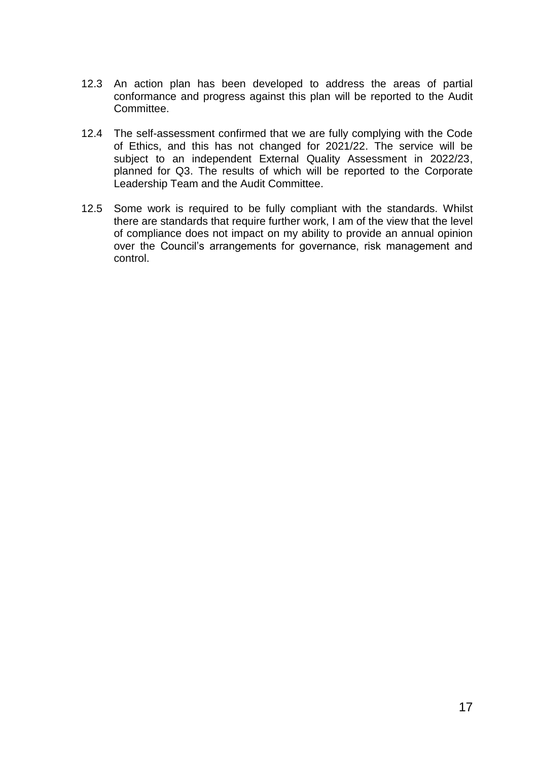12.3 An action plan has been developed to address the areas of partial conformance and progress against this plan will be reported to the Audit Committee.

12.4 The self-assessment confirmed that we are fully complying with the Code of Ethics, and this has not changed for 2021/22. The service will be subject to an independent External Quality Assessment in 2022/23, planned for Q3. The results of which will be reported to the Corporate Leadership Team and the Audit Committee.

12.5 Some work is required to be fully compliant with the standards. Whilst there are standards that require further work, I am of the view that the level of compliance does not impact on my ability to provide an annual opinion over the Council's arrangements for governance, risk management and control.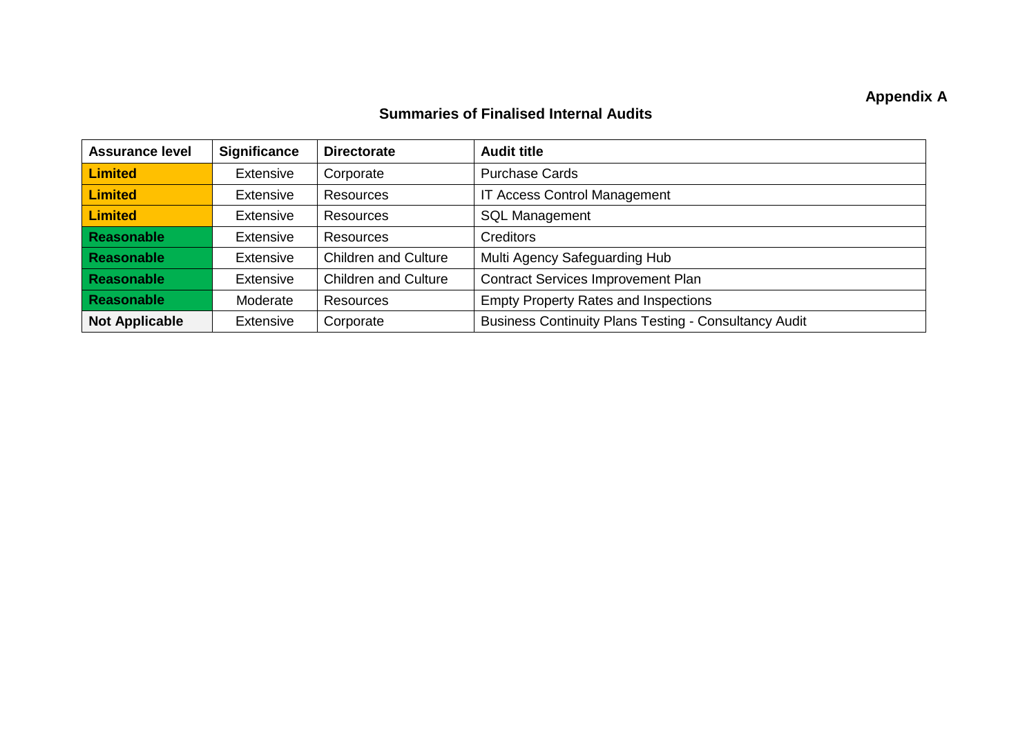**Appendix A**

## Summaries of Finalised Internal Audits

| Assurance level | Significance | Directorate | Audit title |
|---|---|---|---|
| **Limited** | Extensive | Corporate | Purchase Cards |
| **Limited** | Extensive | Resources | IT Access Control Management |
| **Limited** | Extensive | Resources | SQL Management |
| **Reasonable** | Extensive | Resources | Creditors |
| **Reasonable** | Extensive | Children and Culture | Multi Agency Safeguarding Hub |
| **Reasonable** | Extensive | Children and Culture | Contract Services Improvement Plan |
| **Reasonable** | Moderate | Resources | Empty Property Rates and Inspections |
| **Not Applicable** | Extensive | Corporate | Business Continuity Plans Testing - Consultancy Audit |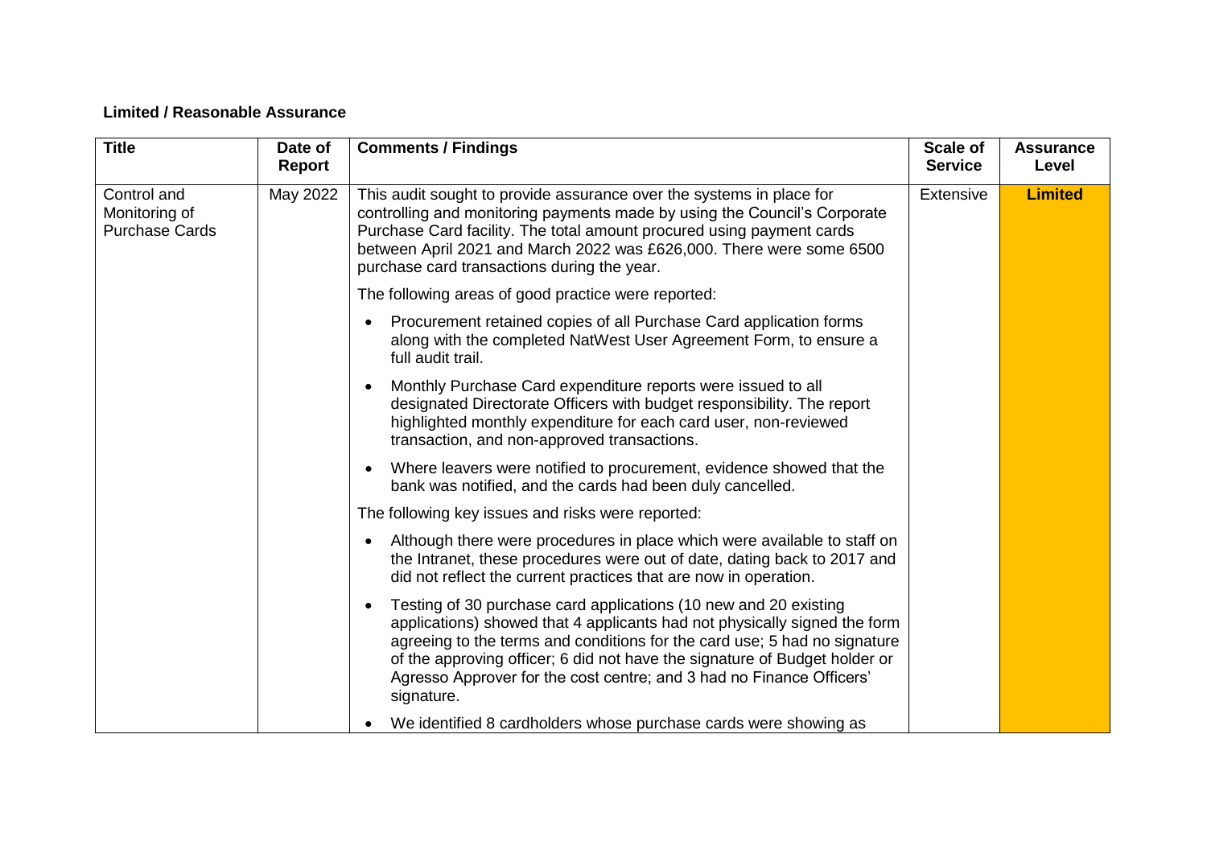**Limited / Reasonable Assurance**

| Title | Date of Report | Comments / Findings | Scale of Service | Assurance Level |
|---|---|---|---|---|
| Control and Monitoring of Purchase Cards | May 2022 | This audit sought to provide assurance over the systems in place for controlling and monitoring payments made by using the Council's Corporate Purchase Card facility. The total amount procured using payment cards between April 2021 and March 2022 was £626,000. There were some 6500 purchase card transactions during the year.<br><br>The following areas of good practice were reported:<br><br>• Procurement retained copies of all Purchase Card application forms along with the completed NatWest User Agreement Form, to ensure a full audit trail.<br><br>• Monthly Purchase Card expenditure reports were issued to all designated Directorate Officers with budget responsibility. The report highlighted monthly expenditure for each card user, non-reviewed transaction, and non-approved transactions.<br><br>• Where leavers were notified to procurement, evidence showed that the bank was notified, and the cards had been duly cancelled.<br><br>The following key issues and risks were reported:<br><br>• Although there were procedures in place which were available to staff on the Intranet, these procedures were out of date, dating back to 2017 and did not reflect the current practices that are now in operation.<br><br>• Testing of 30 purchase card applications (10 new and 20 existing applications) showed that 4 applicants had not physically signed the form agreeing to the terms and conditions for the card use; 5 had no signature of the approving officer; 6 did not have the signature of Budget holder or Agresso Approver for the cost centre; and 3 had no Finance Officers' signature.<br><br>• We identified 8 cardholders whose purchase cards were showing as | Extensive | **Limited** |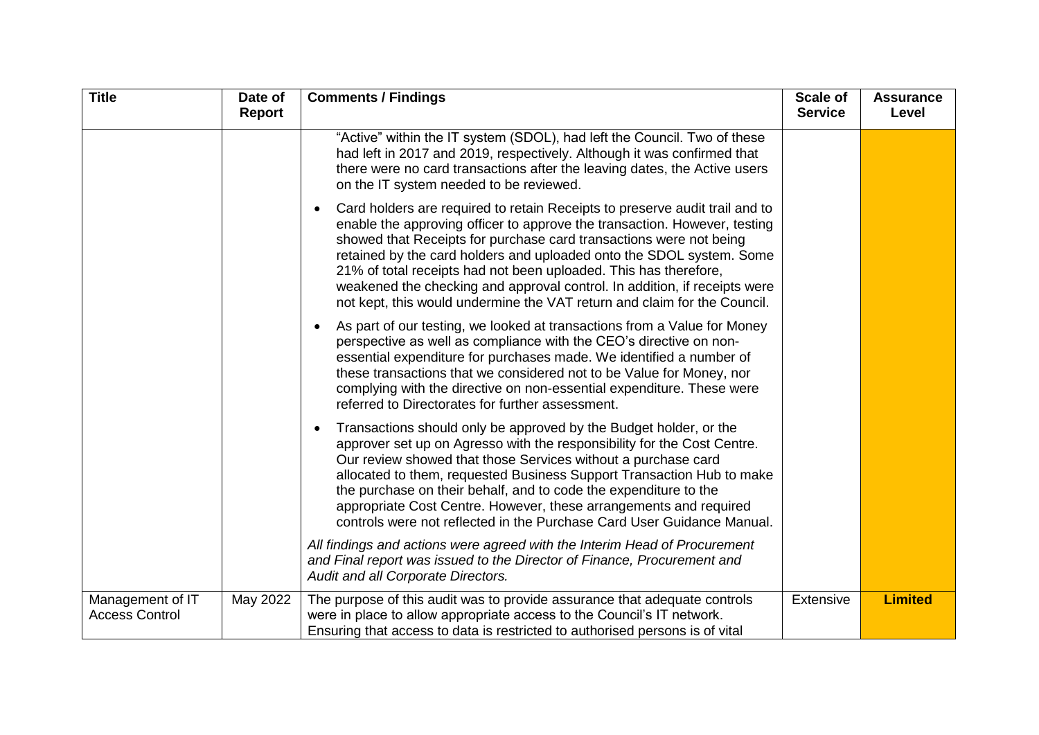| Title | Date of Report | Comments / Findings | Scale of Service | Assurance Level |
|---|---|---|---|---|
| | | "Active" within the IT system (SDOL), had left the Council. Two of these had left in 2017 and 2019, respectively. Although it was confirmed that there were no card transactions after the leaving dates, the Active users on the IT system needed to be reviewed.<br><br>• Card holders are required to retain Receipts to preserve audit trail and to enable the approving officer to approve the transaction. However, testing showed that Receipts for purchase card transactions were not being retained by the card holders and uploaded onto the SDOL system. Some 21% of total receipts had not been uploaded. This has therefore, weakened the checking and approval control. In addition, if receipts were not kept, this would undermine the VAT return and claim for the Council.<br><br>• As part of our testing, we looked at transactions from a Value for Money perspective as well as compliance with the CEO's directive on non-essential expenditure for purchases made. We identified a number of these transactions that we considered not to be Value for Money, nor complying with the directive on non-essential expenditure. These were referred to Directorates for further assessment.<br><br>• Transactions should only be approved by the Budget holder, or the approver set up on Agresso with the responsibility for the Cost Centre. Our review showed that those Services without a purchase card allocated to them, requested Business Support Transaction Hub to make the purchase on their behalf, and to code the expenditure to the appropriate Cost Centre. However, these arrangements and required controls were not reflected in the Purchase Card User Guidance Manual.<br><br>*All findings and actions were agreed with the Interim Head of Procurement and Final report was issued to the Director of Finance, Procurement and Audit and all Corporate Directors.* | | |
| Management of IT Access Control | May 2022 | The purpose of this audit was to provide assurance that adequate controls were in place to allow appropriate access to the Council's IT network. Ensuring that access to data is restricted to authorised persons is of vital | Extensive | **Limited** |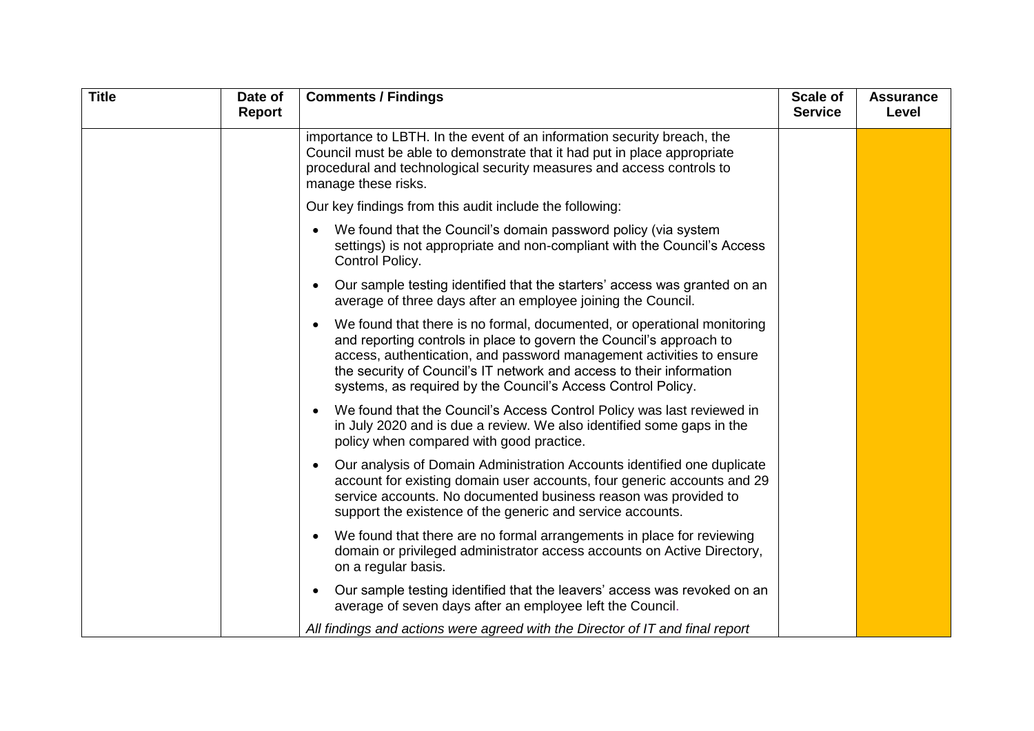| Title | Date of Report | Comments / Findings | Scale of Service | Assurance Level |
|---|---|---|---|---|
| | | importance to LBTH. In the event of an information security breach, the Council must be able to demonstrate that it had put in place appropriate procedural and technological security measures and access controls to manage these risks.<br><br>Our key findings from this audit include the following:<br><br>• We found that the Council's domain password policy (via system settings) is not appropriate and non-compliant with the Council's Access Control Policy.<br><br>• Our sample testing identified that the starters' access was granted on an average of three days after an employee joining the Council.<br><br>• We found that there is no formal, documented, or operational monitoring and reporting controls in place to govern the Council's approach to access, authentication, and password management activities to ensure the security of Council's IT network and access to their information systems, as required by the Council's Access Control Policy.<br><br>• We found that the Council's Access Control Policy was last reviewed in in July 2020 and is due a review. We also identified some gaps in the policy when compared with good practice.<br><br>• Our analysis of Domain Administration Accounts identified one duplicate account for existing domain user accounts, four generic accounts and 29 service accounts. No documented business reason was provided to support the existence of the generic and service accounts.<br><br>• We found that there are no formal arrangements in place for reviewing domain or privileged administrator access accounts on Active Directory, on a regular basis.<br><br>• Our sample testing identified that the leavers' access was revoked on an average of seven days after an employee left the Council.<br><br>*All findings and actions were agreed with the Director of IT and final report* | | |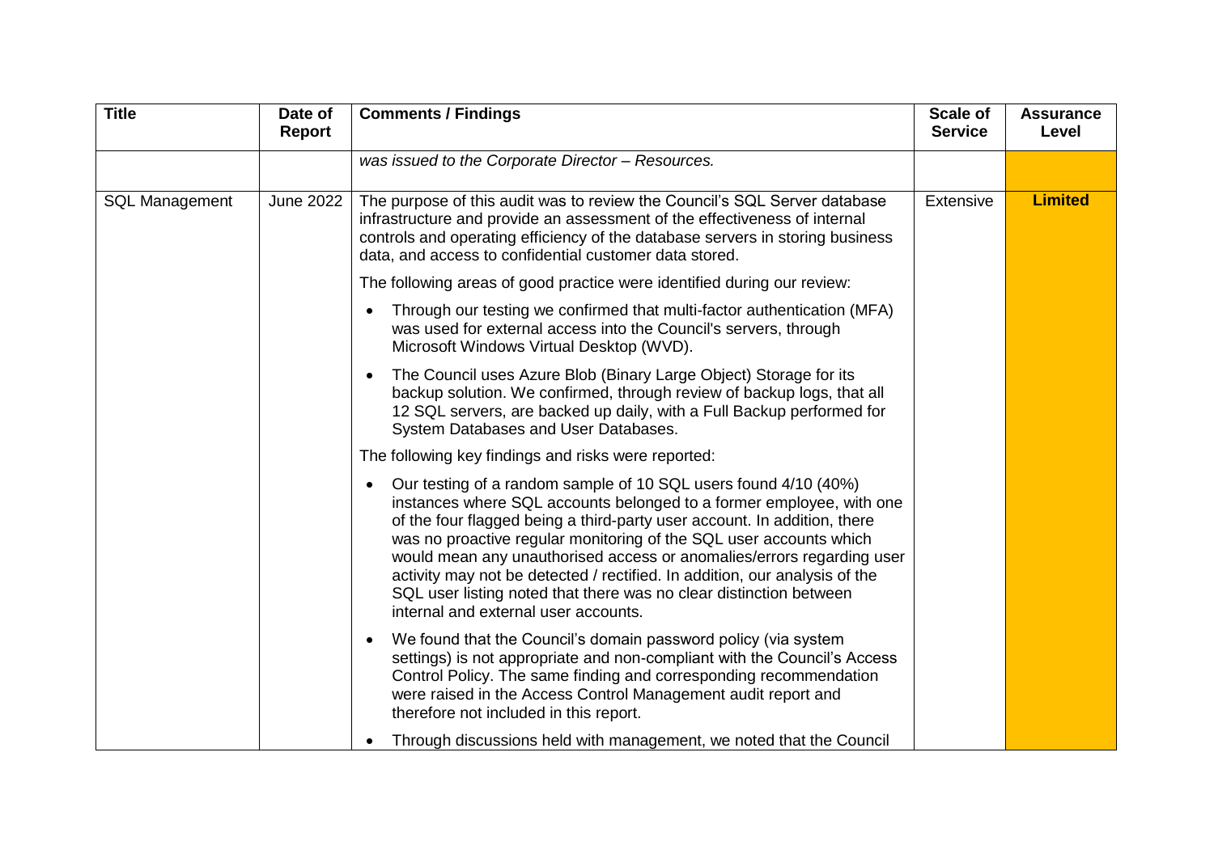| Title | Date of Report | Comments / Findings | Scale of Service | Assurance Level |
|---|---|---|---|---|
| | | *was issued to the Corporate Director – Resources.* | | |
| SQL Management | June 2022 | The purpose of this audit was to review the Council's SQL Server database infrastructure and provide an assessment of the effectiveness of internal controls and operating efficiency of the database servers in storing business data, and access to confidential customer data stored.<br><br>The following areas of good practice were identified during our review:<br><br>• Through our testing we confirmed that multi-factor authentication (MFA) was used for external access into the Council's servers, through Microsoft Windows Virtual Desktop (WVD).<br><br>• The Council uses Azure Blob (Binary Large Object) Storage for its backup solution. We confirmed, through review of backup logs, that all 12 SQL servers, are backed up daily, with a Full Backup performed for System Databases and User Databases.<br><br>The following key findings and risks were reported:<br><br>• Our testing of a random sample of 10 SQL users found 4/10 (40%) instances where SQL accounts belonged to a former employee, with one of the four flagged being a third-party user account. In addition, there was no proactive regular monitoring of the SQL user accounts which would mean any unauthorised access or anomalies/errors regarding user activity may not be detected / rectified. In addition, our analysis of the SQL user listing noted that there was no clear distinction between internal and external user accounts.<br><br>• We found that the Council's domain password policy (via system settings) is not appropriate and non-compliant with the Council's Access Control Policy. The same finding and corresponding recommendation were raised in the Access Control Management audit report and therefore not included in this report.<br><br>• Through discussions held with management, we noted that the Council | Extensive | **Limited** |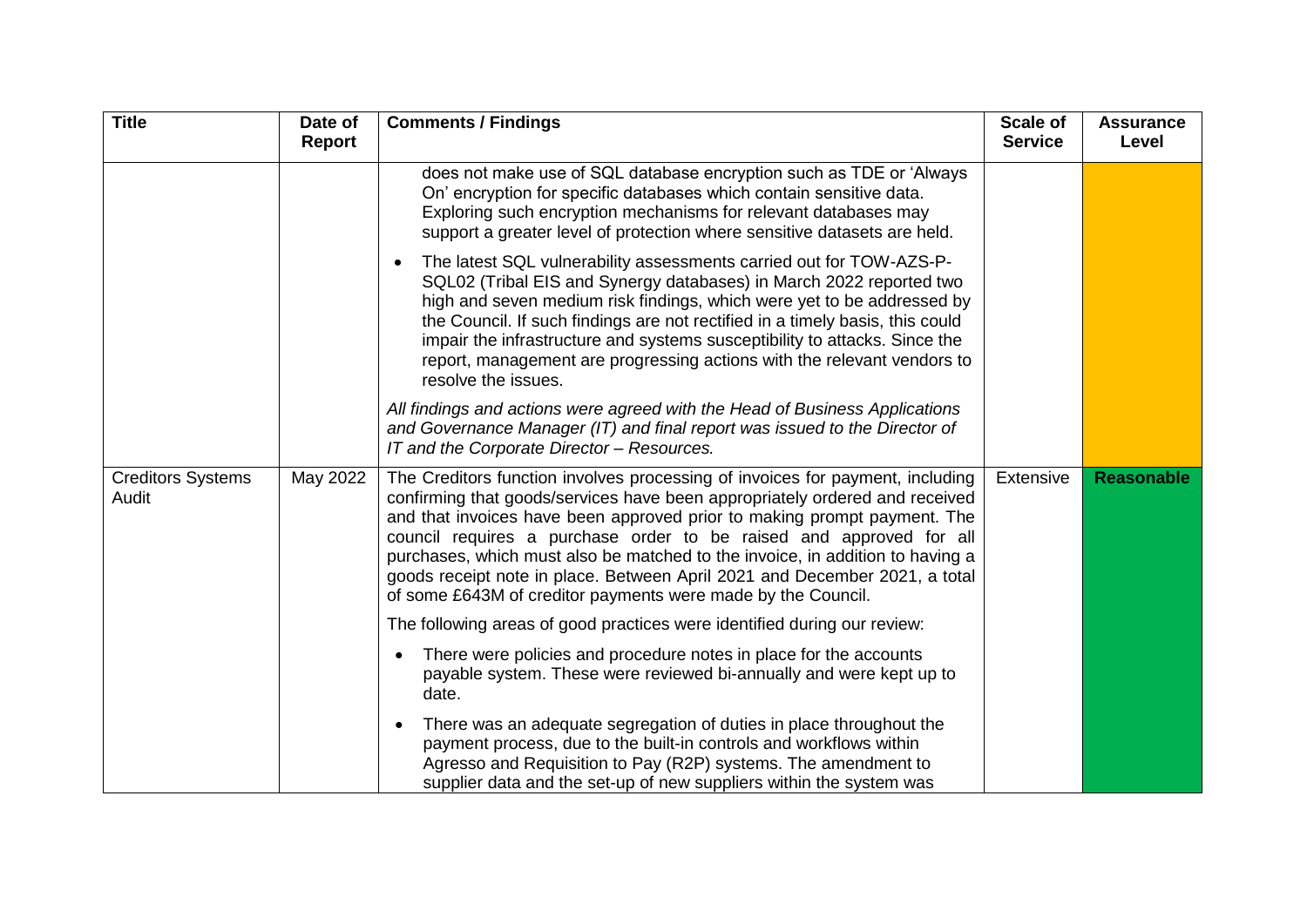| Title | Date of Report | Comments / Findings | Scale of Service | Assurance Level |
| --- | --- | --- | --- | --- |
| | | does not make use of SQL database encryption such as TDE or 'Always On' encryption for specific databases which contain sensitive data. Exploring such encryption mechanisms for relevant databases may support a greater level of protection where sensitive datasets are held.<br><br>• The latest SQL vulnerability assessments carried out for TOW-AZS-P-SQL02 (Tribal EIS and Synergy databases) in March 2022 reported two high and seven medium risk findings, which were yet to be addressed by the Council. If such findings are not rectified in a timely basis, this could impair the infrastructure and systems susceptibility to attacks. Since the report, management are progressing actions with the relevant vendors to resolve the issues.<br><br>*All findings and actions were agreed with the Head of Business Applications and Governance Manager (IT) and final report was issued to the Director of IT and the Corporate Director – Resources.* | | |
| Creditors Systems Audit | May 2022 | The Creditors function involves processing of invoices for payment, including confirming that goods/services have been appropriately ordered and received and that invoices have been approved prior to making prompt payment. The council requires a purchase order to be raised and approved for all purchases, which must also be matched to the invoice, in addition to having a goods receipt note in place. Between April 2021 and December 2021, a total of some £643M of creditor payments were made by the Council.<br><br>The following areas of good practices were identified during our review:<br><br>• There were policies and procedure notes in place for the accounts payable system. These were reviewed bi-annually and were kept up to date.<br><br>• There was an adequate segregation of duties in place throughout the payment process, due to the built-in controls and workflows within Agresso and Requisition to Pay (R2P) systems. The amendment to supplier data and the set-up of new suppliers within the system was | Extensive | **Reasonable** |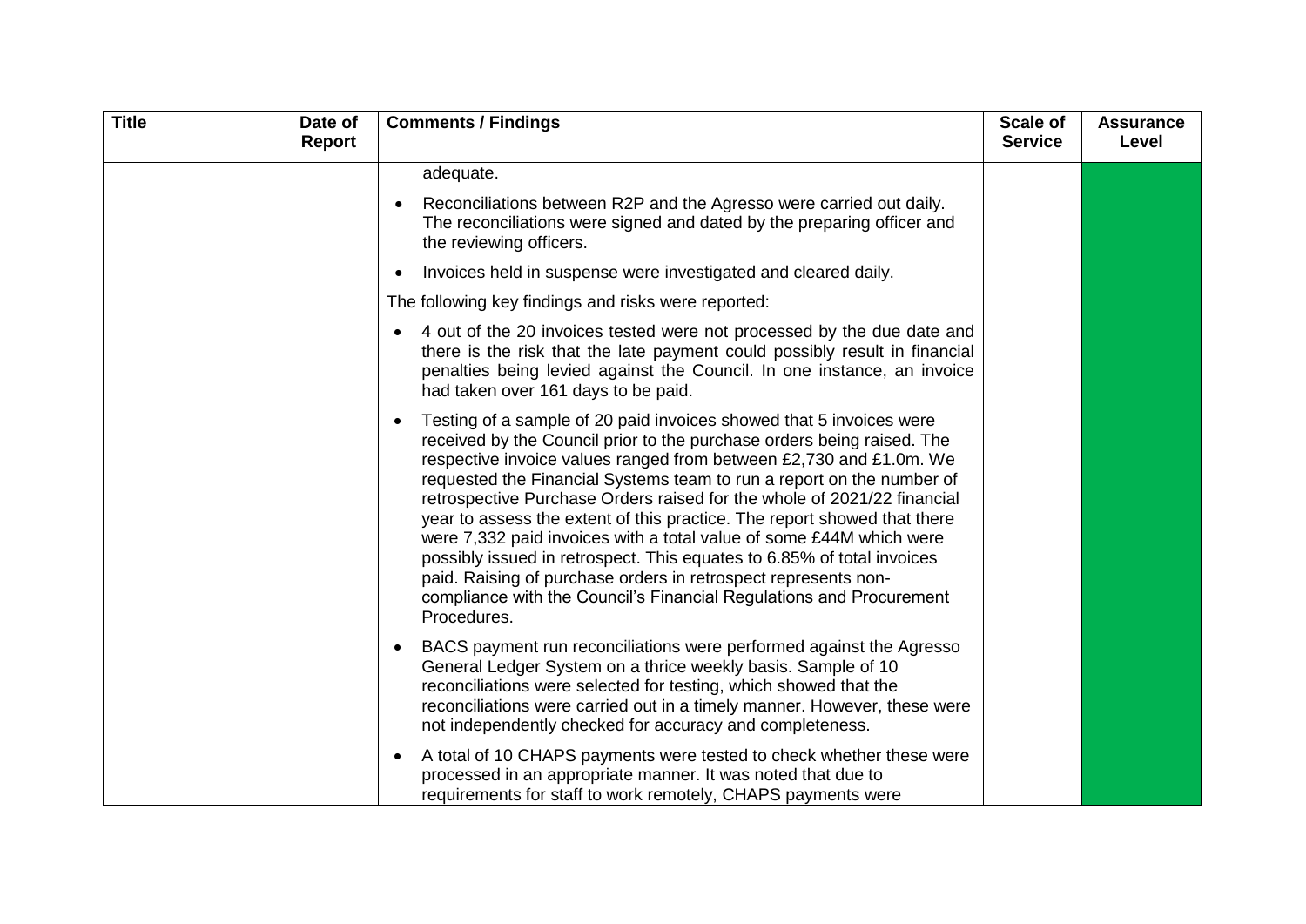| Title | Date of Report | Comments / Findings | Scale of Service | Assurance Level |
|---|---|---|---|---|
| | | adequate.<br>• Reconciliations between R2P and the Agresso were carried out daily. The reconciliations were signed and dated by the preparing officer and the reviewing officers.<br>• Invoices held in suspense were investigated and cleared daily.<br>The following key findings and risks were reported:<br>• 4 out of the 20 invoices tested were not processed by the due date and there is the risk that the late payment could possibly result in financial penalties being levied against the Council. In one instance, an invoice had taken over 161 days to be paid.<br>• Testing of a sample of 20 paid invoices showed that 5 invoices were received by the Council prior to the purchase orders being raised. The respective invoice values ranged from between £2,730 and £1.0m. We requested the Financial Systems team to run a report on the number of retrospective Purchase Orders raised for the whole of 2021/22 financial year to assess the extent of this practice. The report showed that there were 7,332 paid invoices with a total value of some £44M which were possibly issued in retrospect. This equates to 6.85% of total invoices paid. Raising of purchase orders in retrospect represents non-compliance with the Council's Financial Regulations and Procurement Procedures.<br>• BACS payment run reconciliations were performed against the Agresso General Ledger System on a thrice weekly basis. Sample of 10 reconciliations were selected for testing, which showed that the reconciliations were carried out in a timely manner. However, these were not independently checked for accuracy and completeness.<br>• A total of 10 CHAPS payments were tested to check whether these were processed in an appropriate manner. It was noted that due to requirements for staff to work remotely, CHAPS payments were | | |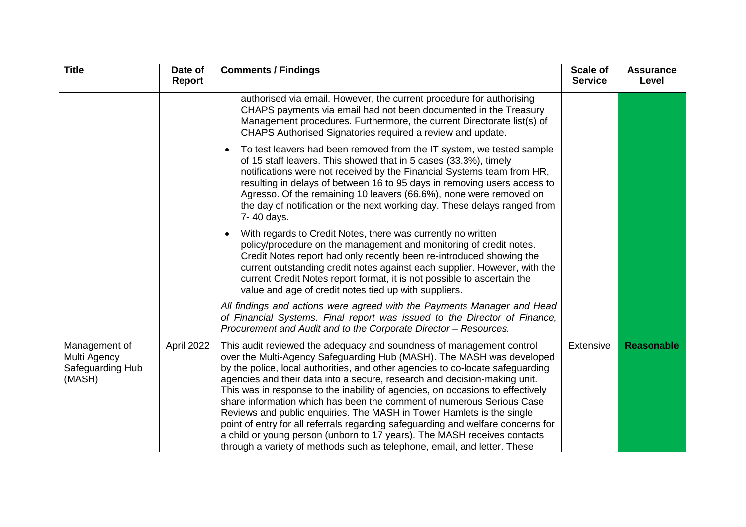| Title | Date of Report | Comments / Findings | Scale of Service | Assurance Level |
|---|---|---|---|---|
| | | authorised via email. However, the current procedure for authorising CHAPS payments via email had not been documented in the Treasury Management procedures. Furthermore, the current Directorate list(s) of CHAPS Authorised Signatories required a review and update.<br><br>• To test leavers had been removed from the IT system, we tested sample of 15 staff leavers. This showed that in 5 cases (33.3%), timely notifications were not received by the Financial Systems team from HR, resulting in delays of between 16 to 95 days in removing users access to Agresso. Of the remaining 10 leavers (66.6%), none were removed on the day of notification or the next working day. These delays ranged from 7- 40 days.<br><br>• With regards to Credit Notes, there was currently no written policy/procedure on the management and monitoring of credit notes. Credit Notes report had only recently been re-introduced showing the current outstanding credit notes against each supplier. However, with the current Credit Notes report format, it is not possible to ascertain the value and age of credit notes tied up with suppliers.<br><br>*All findings and actions were agreed with the Payments Manager and Head of Financial Systems. Final report was issued to the Director of Finance, Procurement and Audit and to the Corporate Director – Resources.* | | |
| Management of Multi Agency Safeguarding Hub (MASH) | April 2022 | This audit reviewed the adequacy and soundness of management control over the Multi-Agency Safeguarding Hub (MASH). The MASH was developed by the police, local authorities, and other agencies to co-locate safeguarding agencies and their data into a secure, research and decision-making unit. This was in response to the inability of agencies, on occasions to effectively share information which has been the comment of numerous Serious Case Reviews and public enquiries. The MASH in Tower Hamlets is the single point of entry for all referrals regarding safeguarding and welfare concerns for a child or young person (unborn to 17 years). The MASH receives contacts through a variety of methods such as telephone, email, and letter. These | Extensive | **Reasonable** |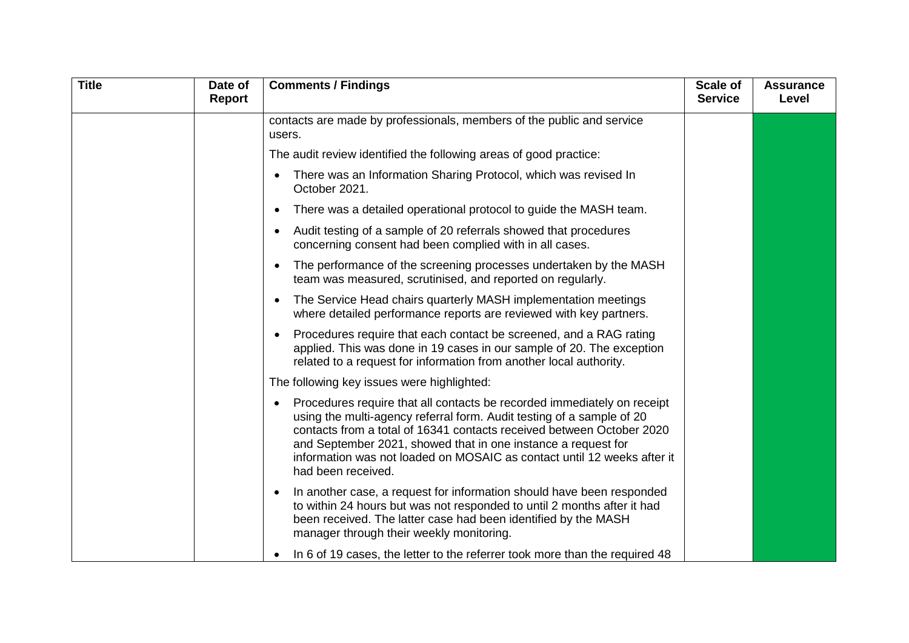| Title | Date of Report | Comments / Findings | Scale of Service | Assurance Level |
|---|---|---|---|---|
| | | contacts are made by professionals, members of the public and service users.<br><br>The audit review identified the following areas of good practice:<br><br>• There was an Information Sharing Protocol, which was revised In October 2021.<br>• There was a detailed operational protocol to guide the MASH team.<br>• Audit testing of a sample of 20 referrals showed that procedures concerning consent had been complied with in all cases.<br>• The performance of the screening processes undertaken by the MASH team was measured, scrutinised, and reported on regularly.<br>• The Service Head chairs quarterly MASH implementation meetings where detailed performance reports are reviewed with key partners.<br>• Procedures require that each contact be screened, and a RAG rating applied. This was done in 19 cases in our sample of 20. The exception related to a request for information from another local authority.<br><br>The following key issues were highlighted:<br><br>• Procedures require that all contacts be recorded immediately on receipt using the multi-agency referral form. Audit testing of a sample of 20 contacts from a total of 16341 contacts received between October 2020 and September 2021, showed that in one instance a request for information was not loaded on MOSAIC as contact until 12 weeks after it had been received.<br>• In another case, a request for information should have been responded to within 24 hours but was not responded to until 2 months after it had been received. The latter case had been identified by the MASH manager through their weekly monitoring.<br>• In 6 of 19 cases, the letter to the referrer took more than the required 48 | | |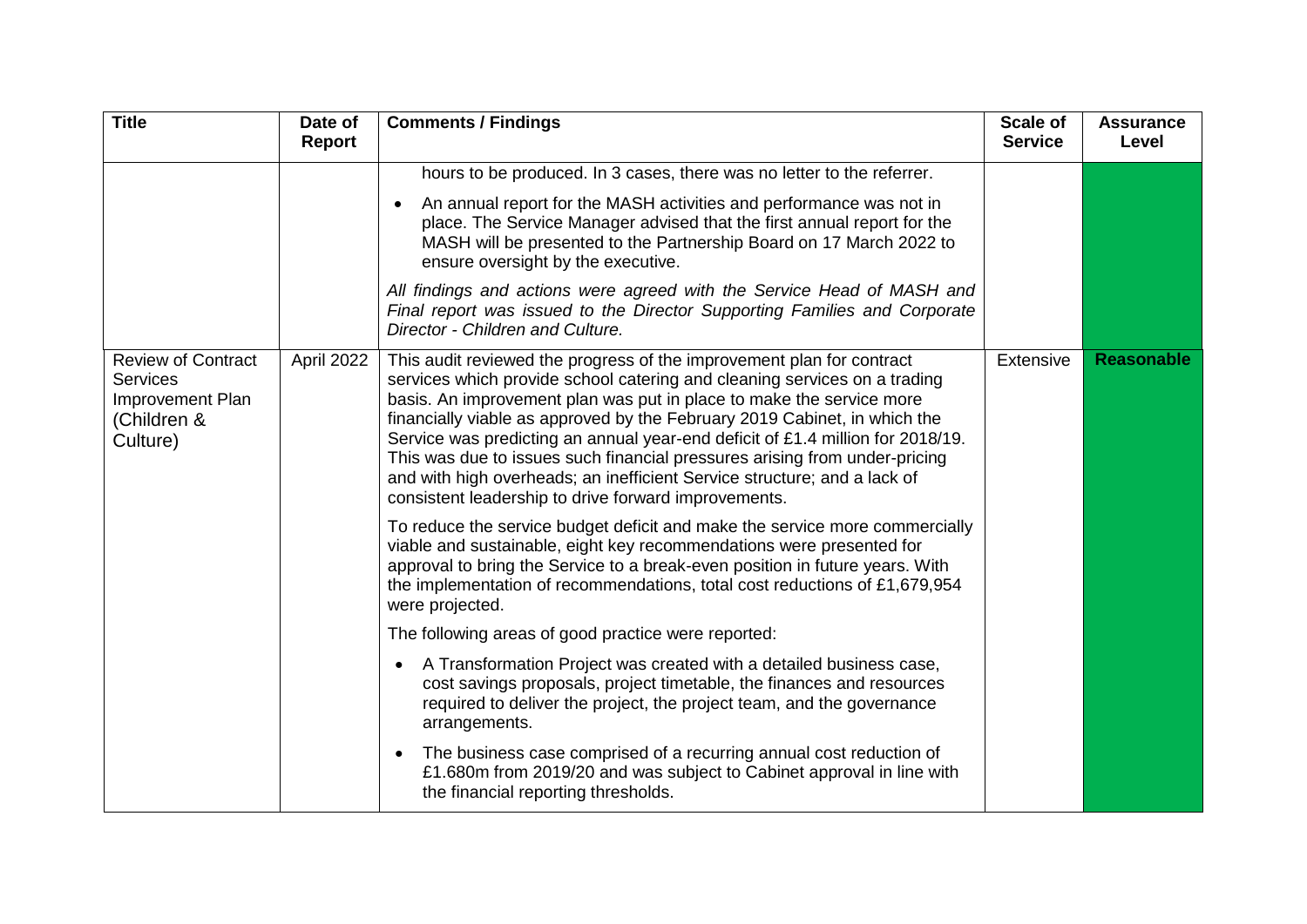| Title | Date of Report | Comments / Findings | Scale of Service | Assurance Level |
|---|---|---|---|---|
| | | hours to be produced. In 3 cases, there was no letter to the referrer.<br><br>• An annual report for the MASH activities and performance was not in place. The Service Manager advised that the first annual report for the MASH will be presented to the Partnership Board on 17 March 2022 to ensure oversight by the executive.<br><br>*All findings and actions were agreed with the Service Head of MASH and Final report was issued to the Director Supporting Families and Corporate Director - Children and Culture.* | | |
| Review of Contract Services Improvement Plan (Children & Culture) | April 2022 | This audit reviewed the progress of the improvement plan for contract services which provide school catering and cleaning services on a trading basis. An improvement plan was put in place to make the service more financially viable as approved by the February 2019 Cabinet, in which the Service was predicting an annual year-end deficit of £1.4 million for 2018/19. This was due to issues such financial pressures arising from under-pricing and with high overheads; an inefficient Service structure; and a lack of consistent leadership to drive forward improvements.<br><br>To reduce the service budget deficit and make the service more commercially viable and sustainable, eight key recommendations were presented for approval to bring the Service to a break-even position in future years. With the implementation of recommendations, total cost reductions of £1,679,954 were projected.<br><br>The following areas of good practice were reported:<br><br>• A Transformation Project was created with a detailed business case, cost savings proposals, project timetable, the finances and resources required to deliver the project, the project team, and the governance arrangements.<br><br>• The business case comprised of a recurring annual cost reduction of £1.680m from 2019/20 and was subject to Cabinet approval in line with the financial reporting thresholds. | Extensive | **Reasonable** |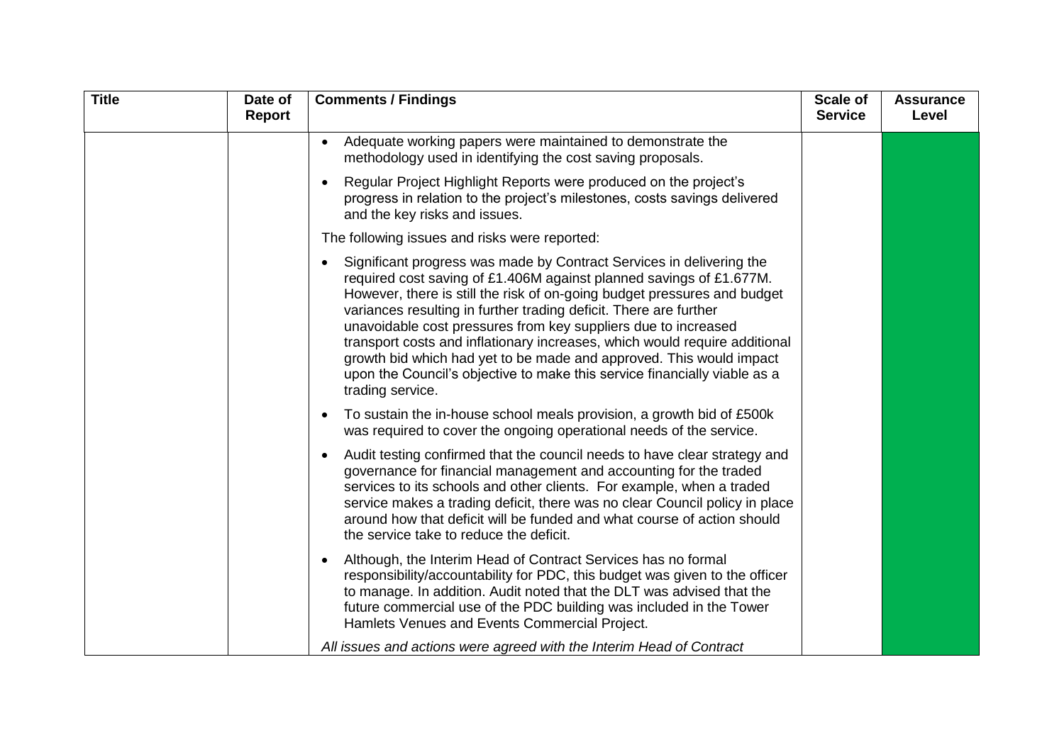| Title | Date of Report | Comments / Findings | Scale of Service | Assurance Level |
| --- | --- | --- | --- | --- |
| | | • Adequate working papers were maintained to demonstrate the methodology used in identifying the cost saving proposals.<br>• Regular Project Highlight Reports were produced on the project's progress in relation to the project's milestones, costs savings delivered and the key risks and issues.<br>The following issues and risks were reported:<br>• Significant progress was made by Contract Services in delivering the required cost saving of £1.406M against planned savings of £1.677M. However, there is still the risk of on-going budget pressures and budget variances resulting in further trading deficit. There are further unavoidable cost pressures from key suppliers due to increased transport costs and inflationary increases, which would require additional growth bid which had yet to be made and approved. This would impact upon the Council's objective to make this service financially viable as a trading service.<br>• To sustain the in-house school meals provision, a growth bid of £500k was required to cover the ongoing operational needs of the service.<br>• Audit testing confirmed that the council needs to have clear strategy and governance for financial management and accounting for the traded services to its schools and other clients. For example, when a traded service makes a trading deficit, there was no clear Council policy in place around how that deficit will be funded and what course of action should the service take to reduce the deficit.<br>• Although, the Interim Head of Contract Services has no formal responsibility/accountability for PDC, this budget was given to the officer to manage. In addition. Audit noted that the DLT was advised that the future commercial use of the PDC building was included in the Tower Hamlets Venues and Events Commercial Project.<br>*All issues and actions were agreed with the Interim Head of Contract* | | |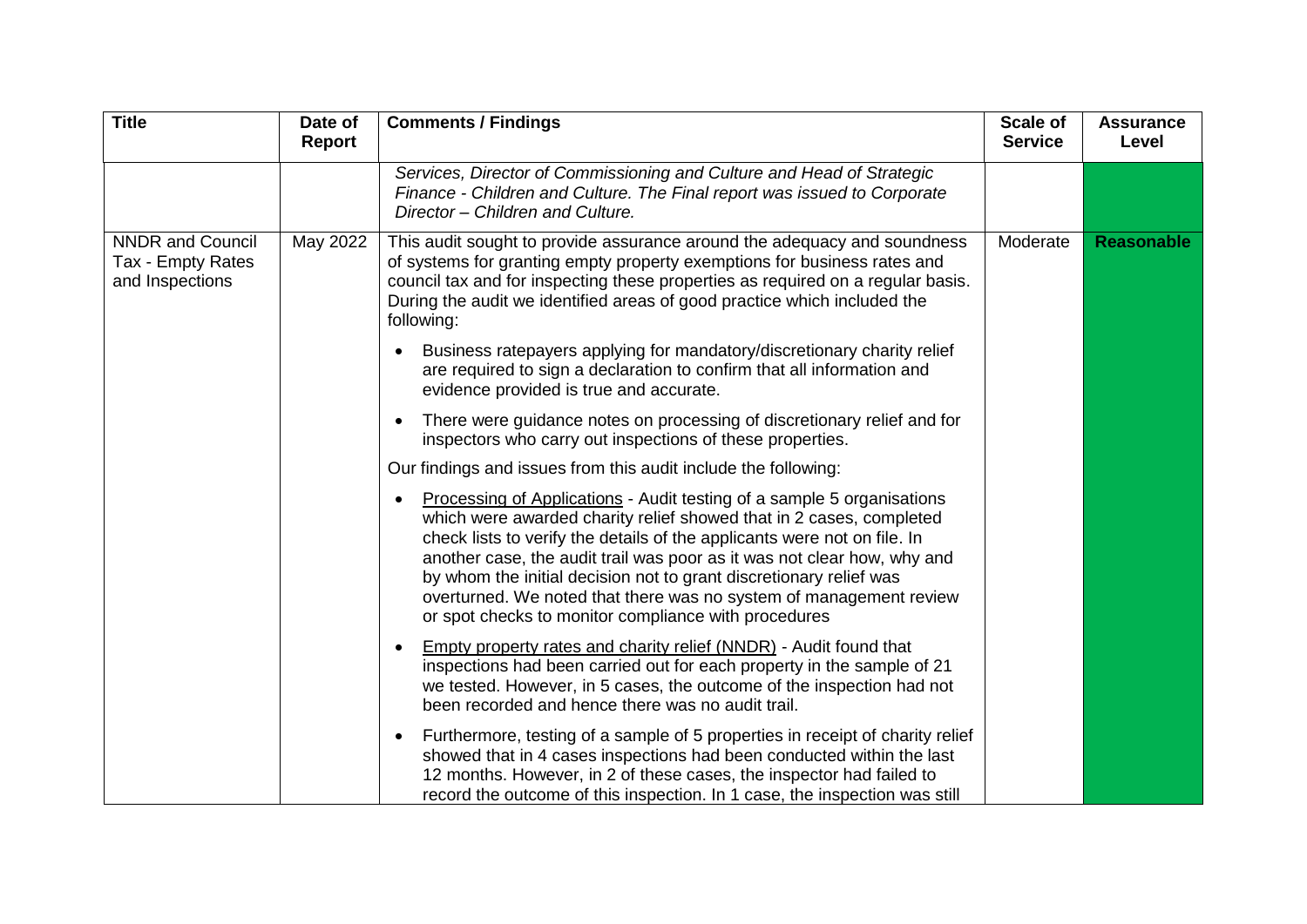| Title | Date of Report | Comments / Findings | Scale of Service | Assurance Level |
| --- | --- | --- | --- | --- |
| | | *Services, Director of Commissioning and Culture and Head of Strategic Finance - Children and Culture. The Final report was issued to Corporate Director – Children and Culture.* | | |
| NNDR and Council Tax - Empty Rates and Inspections | May 2022 | This audit sought to provide assurance around the adequacy and soundness of systems for granting empty property exemptions for business rates and council tax and for inspecting these properties as required on a regular basis. During the audit we identified areas of good practice which included the following:<br><br>• Business ratepayers applying for mandatory/discretionary charity relief are required to sign a declaration to confirm that all information and evidence provided is true and accurate.<br><br>• There were guidance notes on processing of discretionary relief and for inspectors who carry out inspections of these properties.<br><br>Our findings and issues from this audit include the following:<br><br>• Processing of Applications - Audit testing of a sample 5 organisations which were awarded charity relief showed that in 2 cases, completed check lists to verify the details of the applicants were not on file. In another case, the audit trail was poor as it was not clear how, why and by whom the initial decision not to grant discretionary relief was overturned. We noted that there was no system of management review or spot checks to monitor compliance with procedures<br><br>• Empty property rates and charity relief (NNDR) - Audit found that inspections had been carried out for each property in the sample of 21 we tested. However, in 5 cases, the outcome of the inspection had not been recorded and hence there was no audit trail.<br><br>• Furthermore, testing of a sample of 5 properties in receipt of charity relief showed that in 4 cases inspections had been conducted within the last 12 months. However, in 2 of these cases, the inspector had failed to record the outcome of this inspection. In 1 case, the inspection was still | Moderate | **Reasonable** |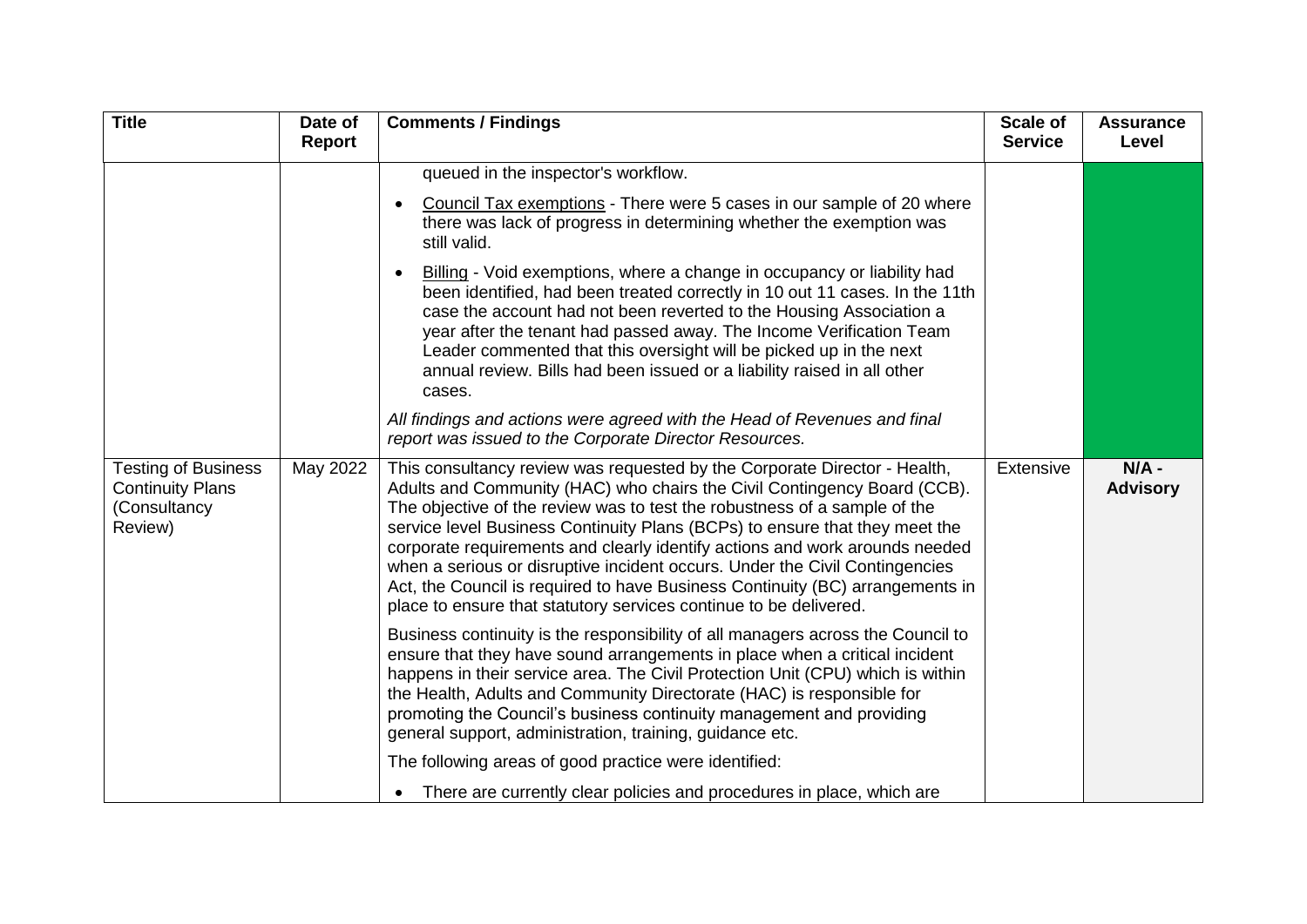| Title | Date of Report | Comments / Findings | Scale of Service | Assurance Level |
|---|---|---|---|---|
| | | queued in the inspector's workflow.<br><br>• Council Tax exemptions - There were 5 cases in our sample of 20 where there was lack of progress in determining whether the exemption was still valid.<br><br>• Billing - Void exemptions, where a change in occupancy or liability had been identified, had been treated correctly in 10 out 11 cases. In the 11th case the account had not been reverted to the Housing Association a year after the tenant had passed away. The Income Verification Team Leader commented that this oversight will be picked up in the next annual review. Bills had been issued or a liability raised in all other cases.<br><br>*All findings and actions were agreed with the Head of Revenues and final report was issued to the Corporate Director Resources.* | | |
| Testing of Business Continuity Plans (Consultancy Review) | May 2022 | This consultancy review was requested by the Corporate Director - Health, Adults and Community (HAC) who chairs the Civil Contingency Board (CCB). The objective of the review was to test the robustness of a sample of the service level Business Continuity Plans (BCPs) to ensure that they meet the corporate requirements and clearly identify actions and work arounds needed when a serious or disruptive incident occurs. Under the Civil Contingencies Act, the Council is required to have Business Continuity (BC) arrangements in place to ensure that statutory services continue to be delivered.<br><br>Business continuity is the responsibility of all managers across the Council to ensure that they have sound arrangements in place when a critical incident happens in their service area. The Civil Protection Unit (CPU) which is within the Health, Adults and Community Directorate (HAC) is responsible for promoting the Council's business continuity management and providing general support, administration, training, guidance etc.<br><br>The following areas of good practice were identified:<br><br>• There are currently clear policies and procedures in place, which are | Extensive | **N/A - Advisory** |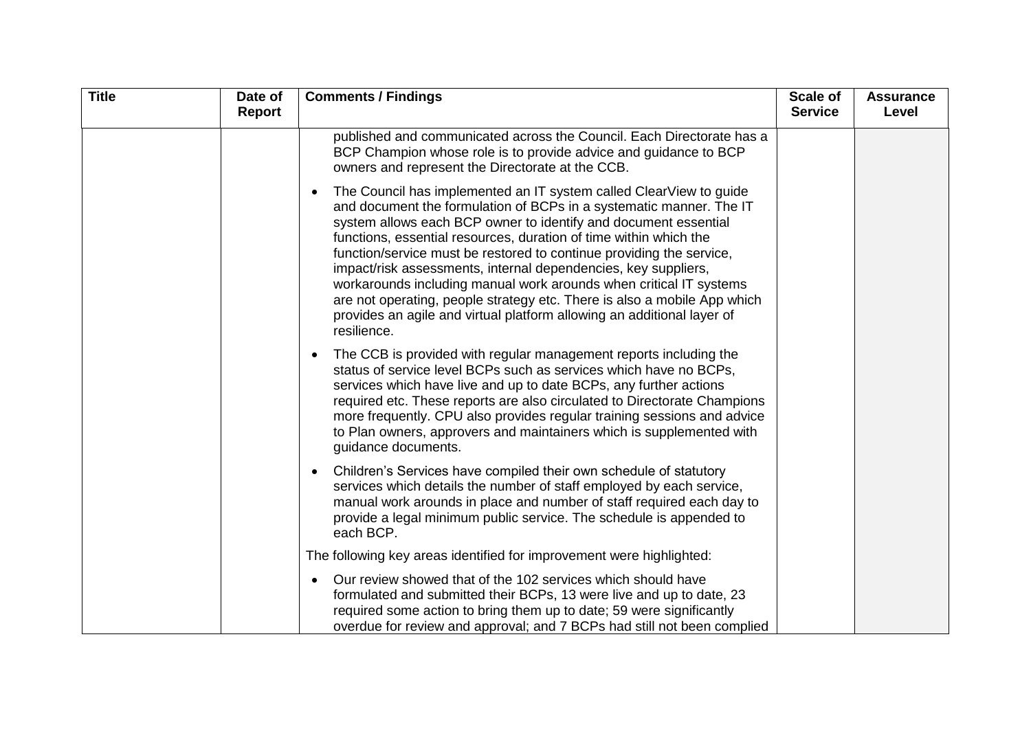| Title | Date of Report | Comments / Findings | Scale of Service | Assurance Level |
| --- | --- | --- | --- | --- |
| | | published and communicated across the Council. Each Directorate has a BCP Champion whose role is to provide advice and guidance to BCP owners and represent the Directorate at the CCB.<br><br>• The Council has implemented an IT system called ClearView to guide and document the formulation of BCPs in a systematic manner. The IT system allows each BCP owner to identify and document essential functions, essential resources, duration of time within which the function/service must be restored to continue providing the service, impact/risk assessments, internal dependencies, key suppliers, workarounds including manual work arounds when critical IT systems are not operating, people strategy etc. There is also a mobile App which provides an agile and virtual platform allowing an additional layer of resilience.<br><br>• The CCB is provided with regular management reports including the status of service level BCPs such as services which have no BCPs, services which have live and up to date BCPs, any further actions required etc. These reports are also circulated to Directorate Champions more frequently. CPU also provides regular training sessions and advice to Plan owners, approvers and maintainers which is supplemented with guidance documents.<br><br>• Children's Services have compiled their own schedule of statutory services which details the number of staff employed by each service, manual work arounds in place and number of staff required each day to provide a legal minimum public service. The schedule is appended to each BCP.<br><br>The following key areas identified for improvement were highlighted:<br><br>• Our review showed that of the 102 services which should have formulated and submitted their BCPs, 13 were live and up to date, 23 required some action to bring them up to date; 59 were significantly overdue for review and approval; and 7 BCPs had still not been complied | | |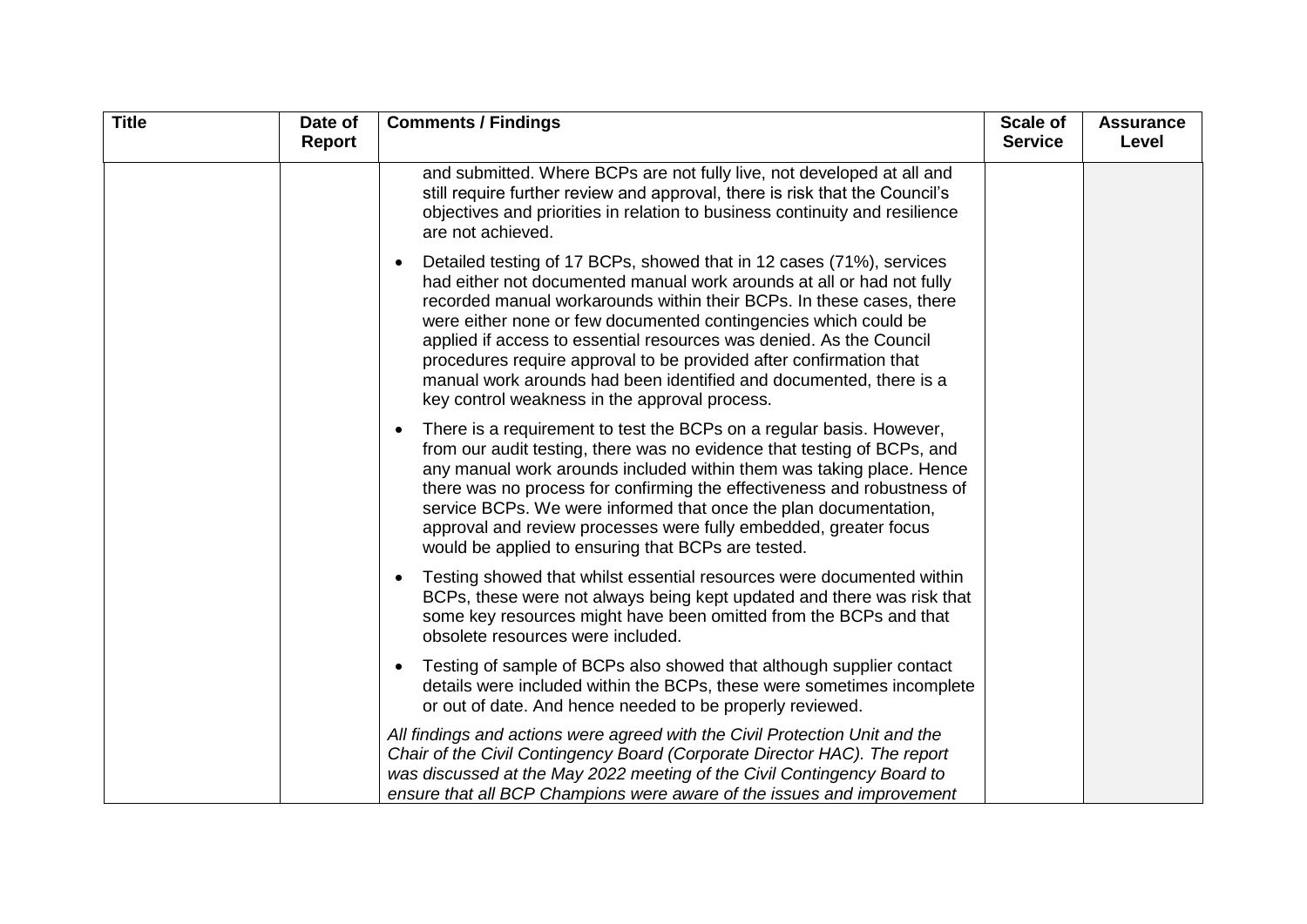| Title | Date of Report | Comments / Findings | Scale of Service | Assurance Level |
|---|---|---|---|---|
| | | and submitted. Where BCPs are not fully live, not developed at all and still require further review and approval, there is risk that the Council's objectives and priorities in relation to business continuity and resilience are not achieved.<br><br>• Detailed testing of 17 BCPs, showed that in 12 cases (71%), services had either not documented manual work arounds at all or had not fully recorded manual workarounds within their BCPs. In these cases, there were either none or few documented contingencies which could be applied if access to essential resources was denied. As the Council procedures require approval to be provided after confirmation that manual work arounds had been identified and documented, there is a key control weakness in the approval process.<br><br>• There is a requirement to test the BCPs on a regular basis. However, from our audit testing, there was no evidence that testing of BCPs, and any manual work arounds included within them was taking place. Hence there was no process for confirming the effectiveness and robustness of service BCPs. We were informed that once the plan documentation, approval and review processes were fully embedded, greater focus would be applied to ensuring that BCPs are tested.<br><br>• Testing showed that whilst essential resources were documented within BCPs, these were not always being kept updated and there was risk that some key resources might have been omitted from the BCPs and that obsolete resources were included.<br><br>• Testing of sample of BCPs also showed that although supplier contact details were included within the BCPs, these were sometimes incomplete or out of date. And hence needed to be properly reviewed.<br><br>*All findings and actions were agreed with the Civil Protection Unit and the Chair of the Civil Contingency Board (Corporate Director HAC). The report was discussed at the May 2022 meeting of the Civil Contingency Board to ensure that all BCP Champions were aware of the issues and improvement* | | |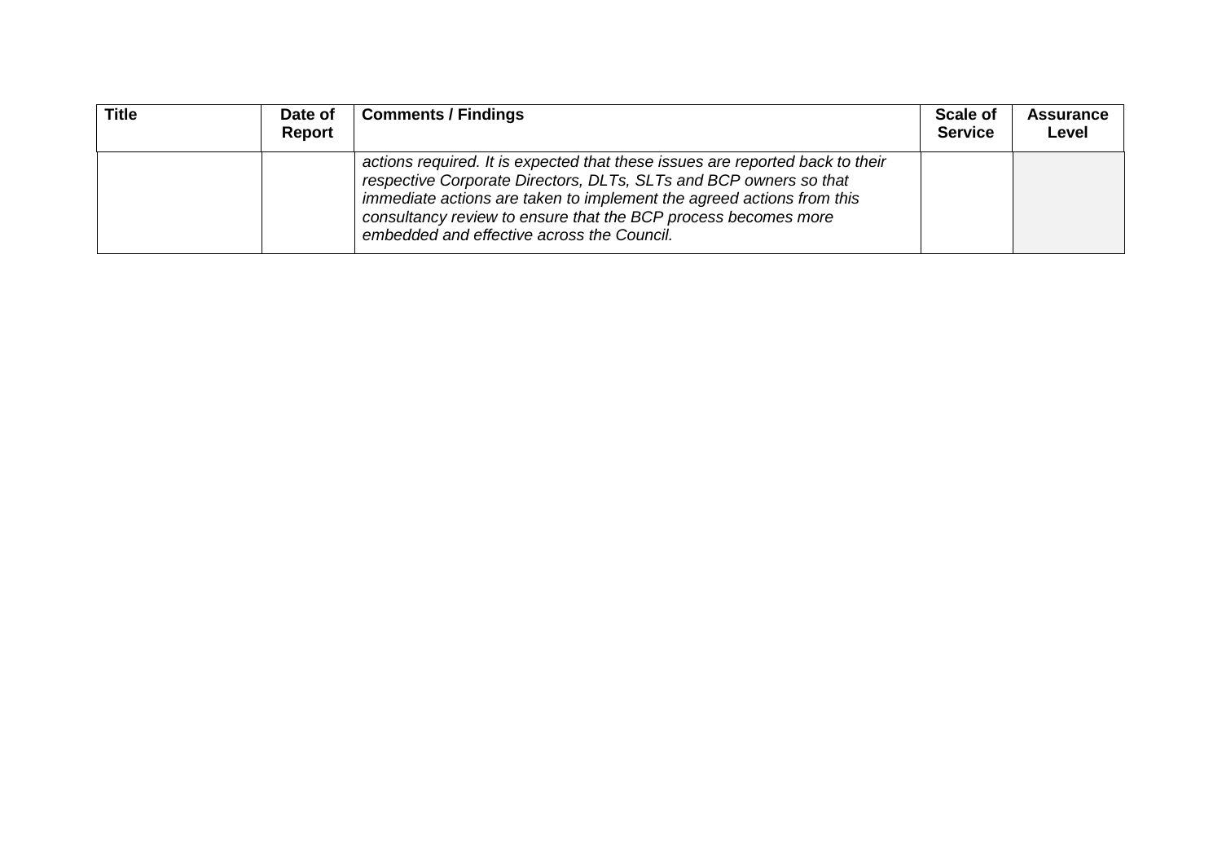| Title | Date of Report | Comments / Findings | Scale of Service | Assurance Level |
|---|---|---|---|---|
| | | *actions required. It is expected that these issues are reported back to their respective Corporate Directors, DLTs, SLTs and BCP owners so that immediate actions are taken to implement the agreed actions from this consultancy review to ensure that the BCP process becomes more embedded and effective across the Council.* | | |